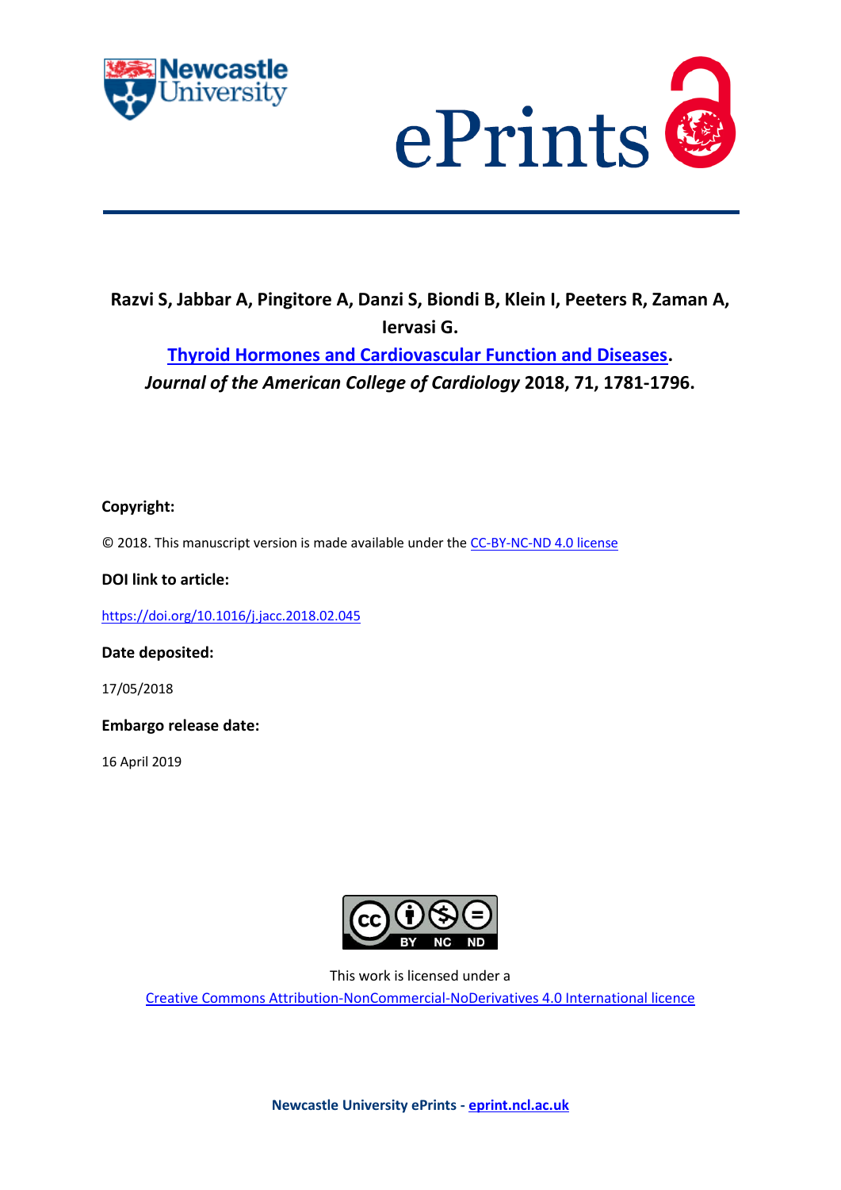**Razvi S, Jabbar A, Pingitore A, Danzi S, Biondi B, Klein I, Peeters R, Zaman A, Iervasi G.**

**Thyroid Hormones and Cardiovascular Function and Diseases.**

***Journal of the American College of Cardiology* 2018, 71, 1781-1796.**

**Copyright:**

© 2018. This manuscript version is made available under the CC-BY-NC-ND 4.0 license

**DOI link to article:**

https://doi.org/10.1016/j.jacc.2018.02.045

**Date deposited:**

17/05/2018

**Embargo release date:**

16 April 2019

This work is licensed under a

Creative Commons Attribution-NonCommercial-NoDerivatives 4.0 International licence

**Newcastle University ePrints - eprint.ncl.ac.uk**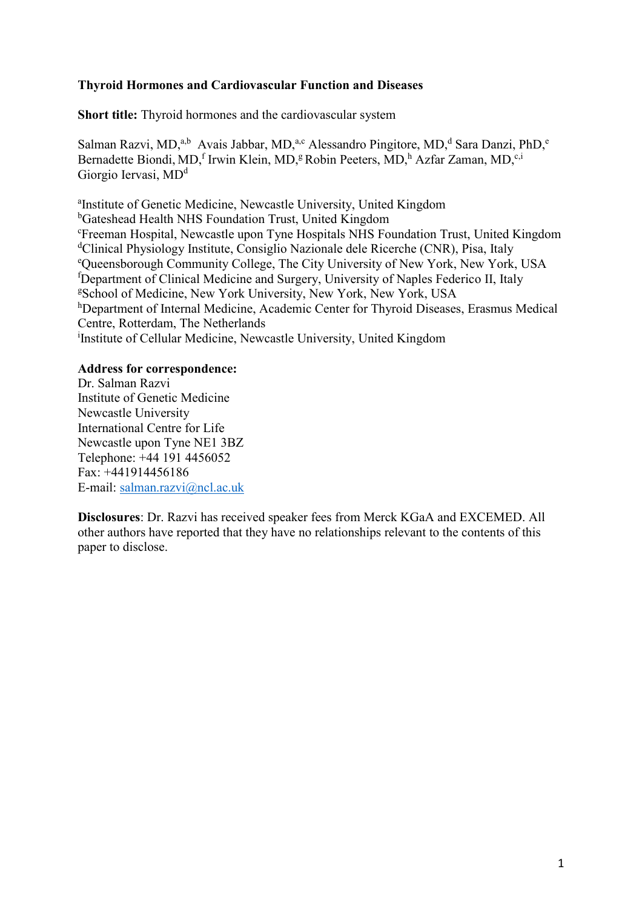**Thyroid Hormones and Cardiovascular Function and Diseases**

**Short title:** Thyroid hormones and the cardiovascular system

Salman Razvi, MD,[a,b] Avais Jabbar, MD,[a,c] Alessandro Pingitore, MD,[d] Sara Danzi, PhD,[e] Bernadette Biondi, MD,[f] Irwin Klein, MD,[g] Robin Peeters, MD,[h] Azfar Zaman, MD,[c,i] Giorgio Iervasi, MD[d]

[a]Institute of Genetic Medicine, Newcastle University, United Kingdom
[b]Gateshead Health NHS Foundation Trust, United Kingdom
[c]Freeman Hospital, Newcastle upon Tyne Hospitals NHS Foundation Trust, United Kingdom
[d]Clinical Physiology Institute, Consiglio Nazionale dele Ricerche (CNR), Pisa, Italy
[e]Queensborough Community College, The City University of New York, New York, USA
[f]Department of Clinical Medicine and Surgery, University of Naples Federico II, Italy
[g]School of Medicine, New York University, New York, New York, USA
[h]Department of Internal Medicine, Academic Center for Thyroid Diseases, Erasmus Medical Centre, Rotterdam, The Netherlands
[i]Institute of Cellular Medicine, Newcastle University, United Kingdom

**Address for correspondence:**
Dr. Salman Razvi
Institute of Genetic Medicine
Newcastle University
International Centre for Life
Newcastle upon Tyne NE1 3BZ
Telephone: +44 191 4456052
Fax: +441914456186
E-mail: salman.razvi@ncl.ac.uk

**Disclosures**: Dr. Razvi has received speaker fees from Merck KGaA and EXCEMED. All other authors have reported that they have no relationships relevant to the contents of this paper to disclose.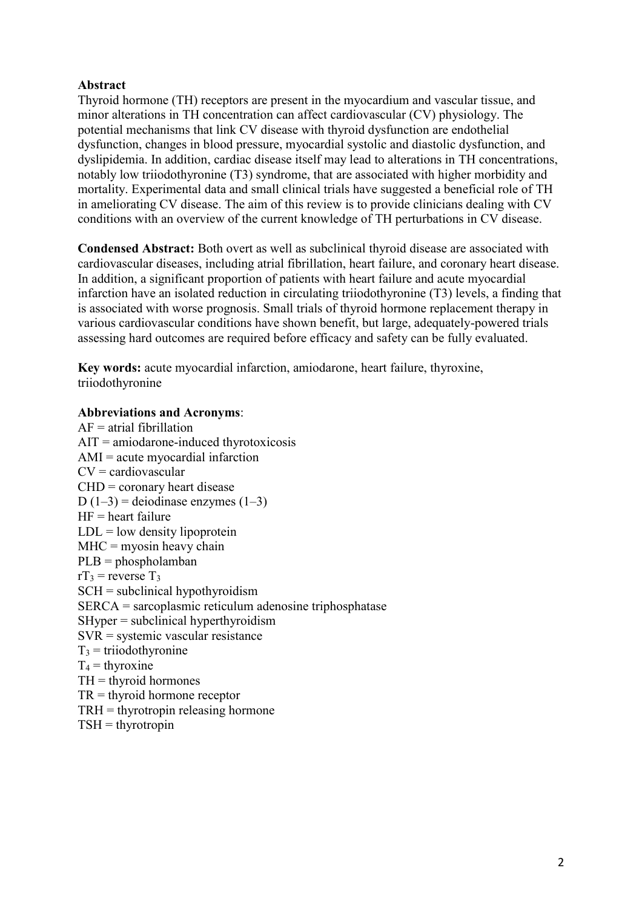**Abstract**

Thyroid hormone (TH) receptors are present in the myocardium and vascular tissue, and minor alterations in TH concentration can affect cardiovascular (CV) physiology. The potential mechanisms that link CV disease with thyroid dysfunction are endothelial dysfunction, changes in blood pressure, myocardial systolic and diastolic dysfunction, and dyslipidemia. In addition, cardiac disease itself may lead to alterations in TH concentrations, notably low triiodothyronine (T3) syndrome, that are associated with higher morbidity and mortality. Experimental data and small clinical trials have suggested a beneficial role of TH in ameliorating CV disease. The aim of this review is to provide clinicians dealing with CV conditions with an overview of the current knowledge of TH perturbations in CV disease.

**Condensed Abstract:** Both overt as well as subclinical thyroid disease are associated with cardiovascular diseases, including atrial fibrillation, heart failure, and coronary heart disease. In addition, a significant proportion of patients with heart failure and acute myocardial infarction have an isolated reduction in circulating triiodothyronine (T3) levels, a finding that is associated with worse prognosis. Small trials of thyroid hormone replacement therapy in various cardiovascular conditions have shown benefit, but large, adequately-powered trials assessing hard outcomes are required before efficacy and safety can be fully evaluated.

**Key words:** acute myocardial infarction, amiodarone, heart failure, thyroxine, triiodothyronine

**Abbreviations and Acronyms**:

AF = atrial fibrillation
AIT = amiodarone-induced thyrotoxicosis
AMI = acute myocardial infarction
CV = cardiovascular
CHD = coronary heart disease
D (1–3) = deiodinase enzymes (1–3)
HF = heart failure
LDL = low density lipoprotein
MHC = myosin heavy chain
PLB = phospholamban
$rT_3$ = reverse $T_3$
SCH = subclinical hypothyroidism
SERCA = sarcoplasmic reticulum adenosine triphosphatase
SHyper = subclinical hyperthyroidism
SVR = systemic vascular resistance
$T_3$ = triiodothyronine
$T_4$ = thyroxine
TH = thyroid hormones
TR = thyroid hormone receptor
TRH = thyrotropin releasing hormone
TSH = thyrotropin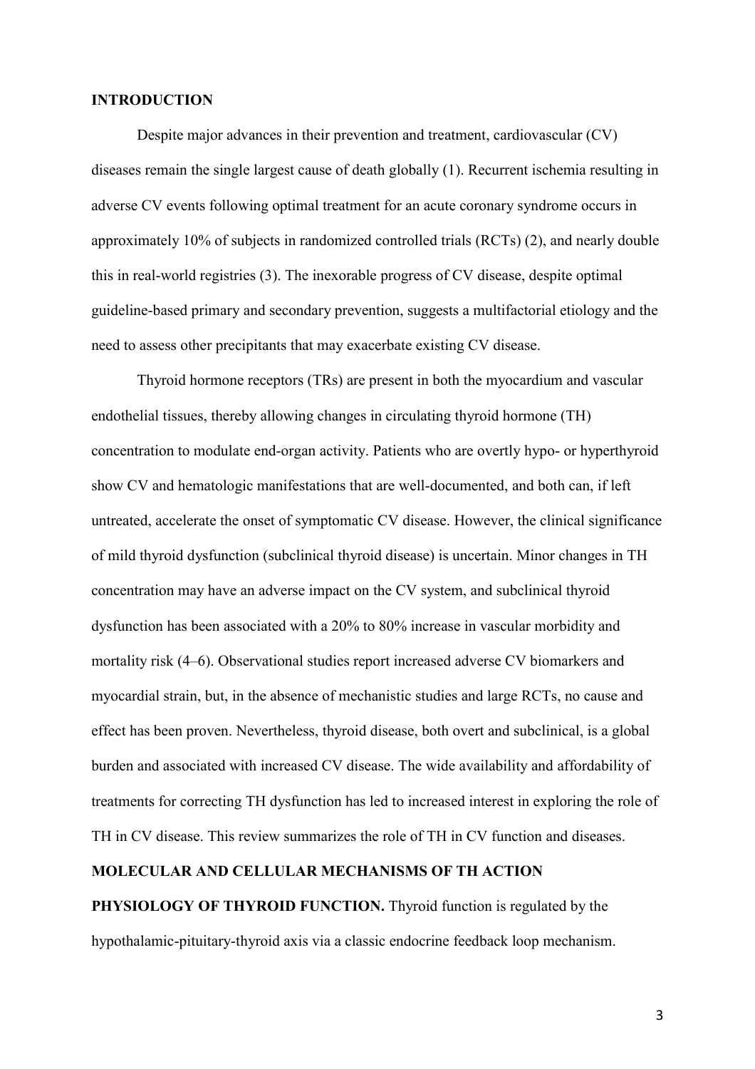## INTRODUCTION

Despite major advances in their prevention and treatment, cardiovascular (CV) diseases remain the single largest cause of death globally (1). Recurrent ischemia resulting in adverse CV events following optimal treatment for an acute coronary syndrome occurs in approximately 10% of subjects in randomized controlled trials (RCTs) (2), and nearly double this in real-world registries (3). The inexorable progress of CV disease, despite optimal guideline-based primary and secondary prevention, suggests a multifactorial etiology and the need to assess other precipitants that may exacerbate existing CV disease.

Thyroid hormone receptors (TRs) are present in both the myocardium and vascular endothelial tissues, thereby allowing changes in circulating thyroid hormone (TH) concentration to modulate end-organ activity. Patients who are overtly hypo- or hyperthyroid show CV and hematologic manifestations that are well-documented, and both can, if left untreated, accelerate the onset of symptomatic CV disease. However, the clinical significance of mild thyroid dysfunction (subclinical thyroid disease) is uncertain. Minor changes in TH concentration may have an adverse impact on the CV system, and subclinical thyroid dysfunction has been associated with a 20% to 80% increase in vascular morbidity and mortality risk (4–6). Observational studies report increased adverse CV biomarkers and myocardial strain, but, in the absence of mechanistic studies and large RCTs, no cause and effect has been proven. Nevertheless, thyroid disease, both overt and subclinical, is a global burden and associated with increased CV disease. The wide availability and affordability of treatments for correcting TH dysfunction has led to increased interest in exploring the role of TH in CV disease. This review summarizes the role of TH in CV function and diseases.

## MOLECULAR AND CELLULAR MECHANISMS OF TH ACTION

**PHYSIOLOGY OF THYROID FUNCTION.** Thyroid function is regulated by the hypothalamic-pituitary-thyroid axis via a classic endocrine feedback loop mechanism.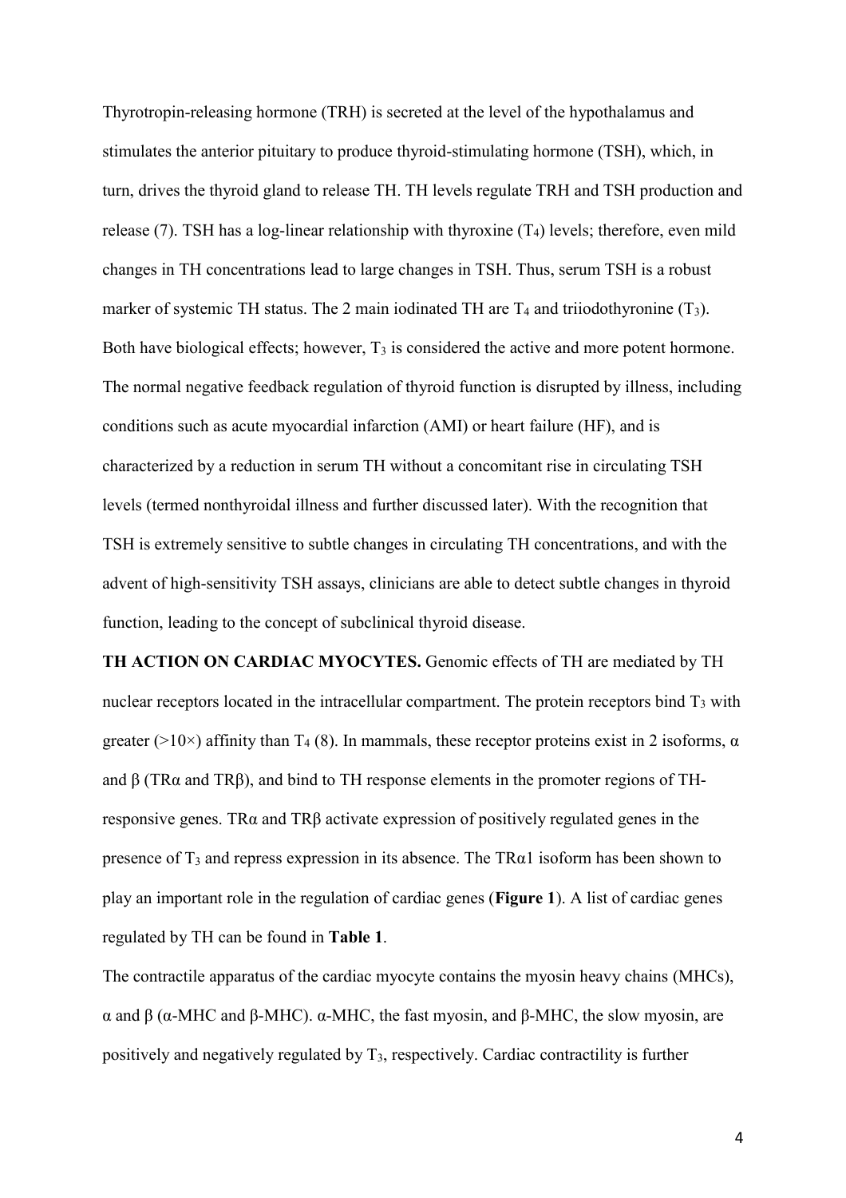Thyrotropin-releasing hormone (TRH) is secreted at the level of the hypothalamus and stimulates the anterior pituitary to produce thyroid-stimulating hormone (TSH), which, in turn, drives the thyroid gland to release TH. TH levels regulate TRH and TSH production and release (7). TSH has a log-linear relationship with thyroxine ($T_4$) levels; therefore, even mild changes in TH concentrations lead to large changes in TSH. Thus, serum TSH is a robust marker of systemic TH status. The 2 main iodinated TH are $T_4$ and triiodothyronine ($T_3$). Both have biological effects; however, $T_3$ is considered the active and more potent hormone. The normal negative feedback regulation of thyroid function is disrupted by illness, including conditions such as acute myocardial infarction (AMI) or heart failure (HF), and is characterized by a reduction in serum TH without a concomitant rise in circulating TSH levels (termed nonthyroidal illness and further discussed later). With the recognition that TSH is extremely sensitive to subtle changes in circulating TH concentrations, and with the advent of high-sensitivity TSH assays, clinicians are able to detect subtle changes in thyroid function, leading to the concept of subclinical thyroid disease.

**TH ACTION ON CARDIAC MYOCYTES.** Genomic effects of TH are mediated by TH nuclear receptors located in the intracellular compartment. The protein receptors bind $T_3$ with greater (>10×) affinity than $T_4$ (8). In mammals, these receptor proteins exist in 2 isoforms, α and β (TRα and TRβ), and bind to TH response elements in the promoter regions of TH-responsive genes. TRα and TRβ activate expression of positively regulated genes in the presence of $T_3$ and repress expression in its absence. The TRα1 isoform has been shown to play an important role in the regulation of cardiac genes (**Figure 1**). A list of cardiac genes regulated by TH can be found in **Table 1**.

The contractile apparatus of the cardiac myocyte contains the myosin heavy chains (MHCs), α and β (α-MHC and β-MHC). α-MHC, the fast myosin, and β-MHC, the slow myosin, are positively and negatively regulated by $T_3$, respectively. Cardiac contractility is further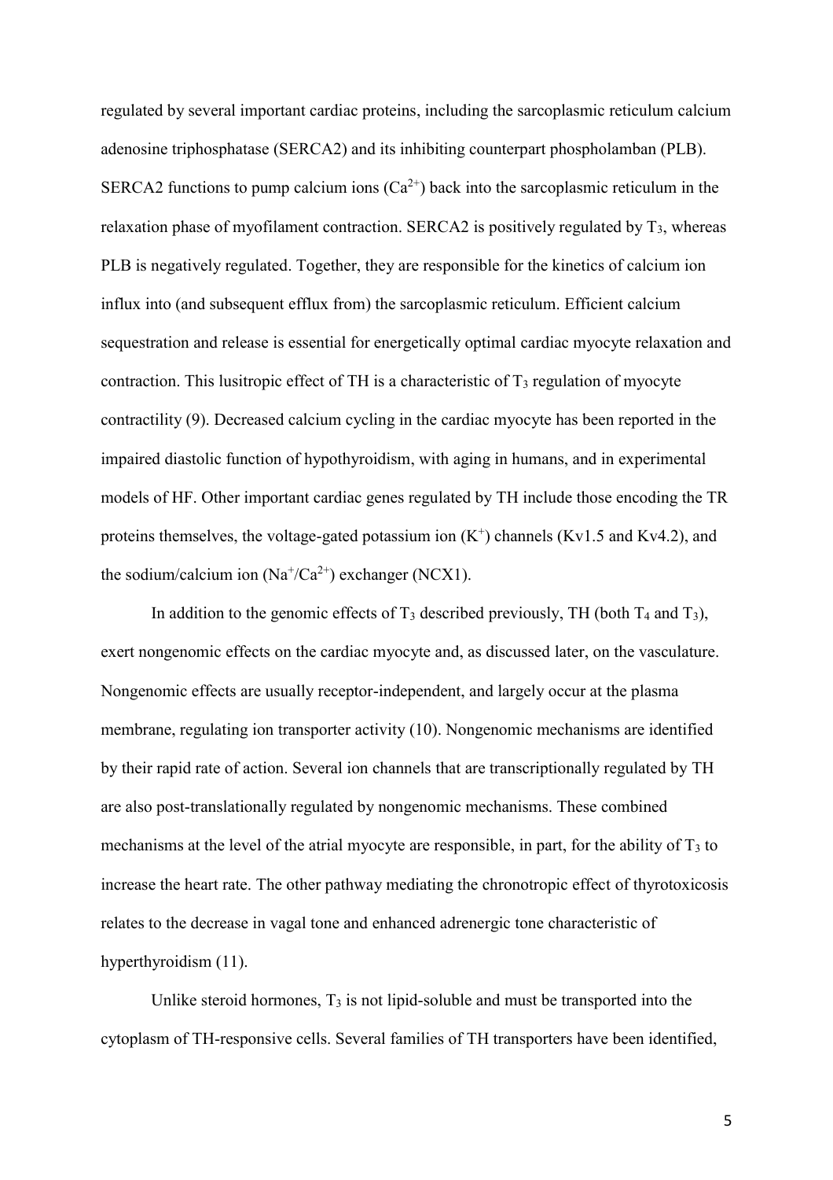regulated by several important cardiac proteins, including the sarcoplasmic reticulum calcium adenosine triphosphatase (SERCA2) and its inhibiting counterpart phospholamban (PLB). SERCA2 functions to pump calcium ions ($Ca^{2+}$) back into the sarcoplasmic reticulum in the relaxation phase of myofilament contraction. SERCA2 is positively regulated by $T_3$, whereas PLB is negatively regulated. Together, they are responsible for the kinetics of calcium ion influx into (and subsequent efflux from) the sarcoplasmic reticulum. Efficient calcium sequestration and release is essential for energetically optimal cardiac myocyte relaxation and contraction. This lusitropic effect of TH is a characteristic of $T_3$ regulation of myocyte contractility (9). Decreased calcium cycling in the cardiac myocyte has been reported in the impaired diastolic function of hypothyroidism, with aging in humans, and in experimental models of HF. Other important cardiac genes regulated by TH include those encoding the TR proteins themselves, the voltage-gated potassium ion ($K^+$) channels (Kv1.5 and Kv4.2), and the sodium/calcium ion ($Na^+/Ca^{2+}$) exchanger (NCX1).

In addition to the genomic effects of $T_3$ described previously, TH (both $T_4$ and $T_3$), exert nongenomic effects on the cardiac myocyte and, as discussed later, on the vasculature. Nongenomic effects are usually receptor-independent, and largely occur at the plasma membrane, regulating ion transporter activity (10). Nongenomic mechanisms are identified by their rapid rate of action. Several ion channels that are transcriptionally regulated by TH are also post-translationally regulated by nongenomic mechanisms. These combined mechanisms at the level of the atrial myocyte are responsible, in part, for the ability of $T_3$ to increase the heart rate. The other pathway mediating the chronotropic effect of thyrotoxicosis relates to the decrease in vagal tone and enhanced adrenergic tone characteristic of hyperthyroidism (11).

Unlike steroid hormones, $T_3$ is not lipid-soluble and must be transported into the cytoplasm of TH-responsive cells. Several families of TH transporters have been identified,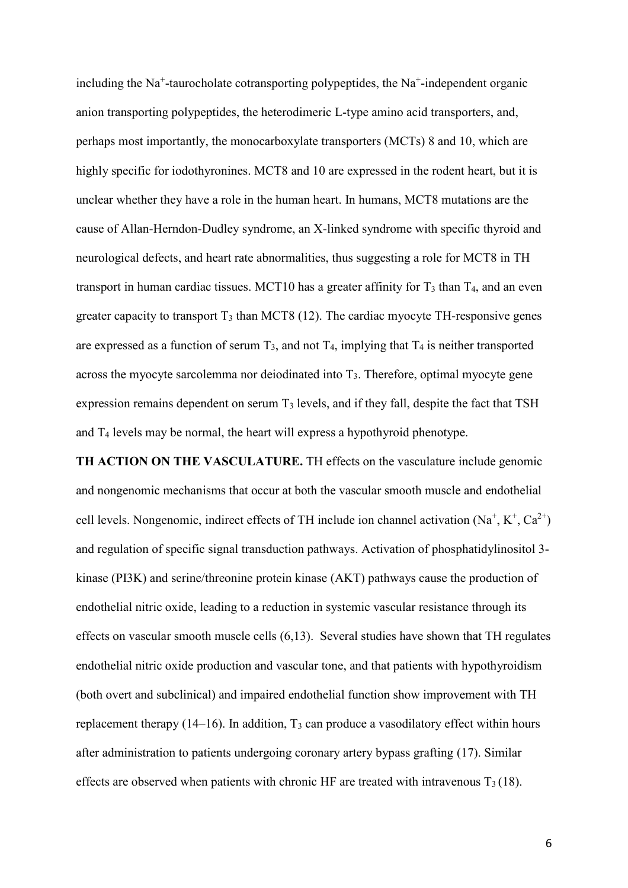including the $Na^+$-taurocholate cotransporting polypeptides, the $Na^+$-independent organic anion transporting polypeptides, the heterodimeric L-type amino acid transporters, and, perhaps most importantly, the monocarboxylate transporters (MCTs) 8 and 10, which are highly specific for iodothyronines. MCT8 and 10 are expressed in the rodent heart, but it is unclear whether they have a role in the human heart. In humans, MCT8 mutations are the cause of Allan-Herndon-Dudley syndrome, an X-linked syndrome with specific thyroid and neurological defects, and heart rate abnormalities, thus suggesting a role for MCT8 in TH transport in human cardiac tissues. MCT10 has a greater affinity for $T_3$ than $T_4$, and an even greater capacity to transport $T_3$ than MCT8 (12). The cardiac myocyte TH-responsive genes are expressed as a function of serum $T_3$, and not $T_4$, implying that $T_4$ is neither transported across the myocyte sarcolemma nor deiodinated into $T_3$. Therefore, optimal myocyte gene expression remains dependent on serum $T_3$ levels, and if they fall, despite the fact that TSH and $T_4$ levels may be normal, the heart will express a hypothyroid phenotype.

**TH ACTION ON THE VASCULATURE.** TH effects on the vasculature include genomic and nongenomic mechanisms that occur at both the vascular smooth muscle and endothelial cell levels. Nongenomic, indirect effects of TH include ion channel activation ($Na^+$, $K^+$, $Ca^{2+}$) and regulation of specific signal transduction pathways. Activation of phosphatidylinositol 3-kinase (PI3K) and serine/threonine protein kinase (AKT) pathways cause the production of endothelial nitric oxide, leading to a reduction in systemic vascular resistance through its effects on vascular smooth muscle cells (6,13). Several studies have shown that TH regulates endothelial nitric oxide production and vascular tone, and that patients with hypothyroidism (both overt and subclinical) and impaired endothelial function show improvement with TH replacement therapy (14–16). In addition, $T_3$ can produce a vasodilatory effect within hours after administration to patients undergoing coronary artery bypass grafting (17). Similar effects are observed when patients with chronic HF are treated with intravenous $T_3$ (18).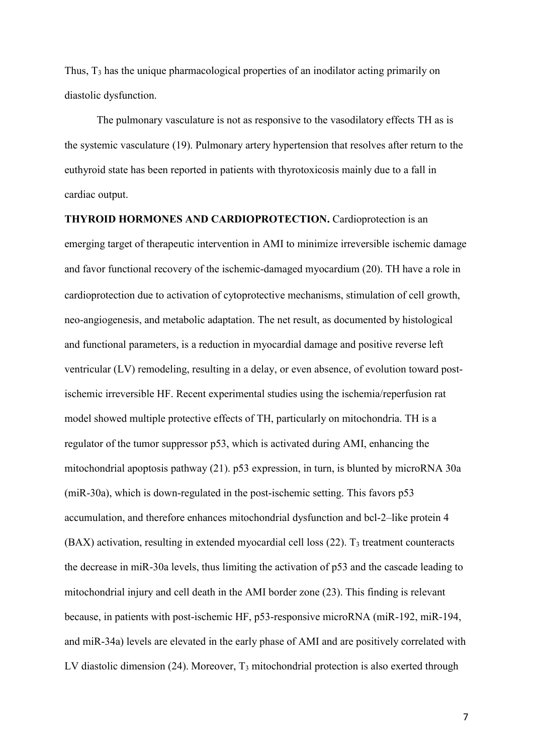Thus, $T_3$ has the unique pharmacological properties of an inodilator acting primarily on diastolic dysfunction.

The pulmonary vasculature is not as responsive to the vasodilatory effects TH as is the systemic vasculature (19). Pulmonary artery hypertension that resolves after return to the euthyroid state has been reported in patients with thyrotoxicosis mainly due to a fall in cardiac output.

**THYROID HORMONES AND CARDIOPROTECTION.** Cardioprotection is an emerging target of therapeutic intervention in AMI to minimize irreversible ischemic damage and favor functional recovery of the ischemic-damaged myocardium (20). TH have a role in cardioprotection due to activation of cytoprotective mechanisms, stimulation of cell growth, neo-angiogenesis, and metabolic adaptation. The net result, as documented by histological and functional parameters, is a reduction in myocardial damage and positive reverse left ventricular (LV) remodeling, resulting in a delay, or even absence, of evolution toward post-ischemic irreversible HF. Recent experimental studies using the ischemia/reperfusion rat model showed multiple protective effects of TH, particularly on mitochondria. TH is a regulator of the tumor suppressor p53, which is activated during AMI, enhancing the mitochondrial apoptosis pathway (21). p53 expression, in turn, is blunted by microRNA 30a (miR-30a), which is down-regulated in the post-ischemic setting. This favors p53 accumulation, and therefore enhances mitochondrial dysfunction and bcl-2–like protein 4 (BAX) activation, resulting in extended myocardial cell loss (22). $T_3$ treatment counteracts the decrease in miR-30a levels, thus limiting the activation of p53 and the cascade leading to mitochondrial injury and cell death in the AMI border zone (23). This finding is relevant because, in patients with post-ischemic HF, p53-responsive microRNA (miR-192, miR-194, and miR-34a) levels are elevated in the early phase of AMI and are positively correlated with LV diastolic dimension (24). Moreover, $T_3$ mitochondrial protection is also exerted through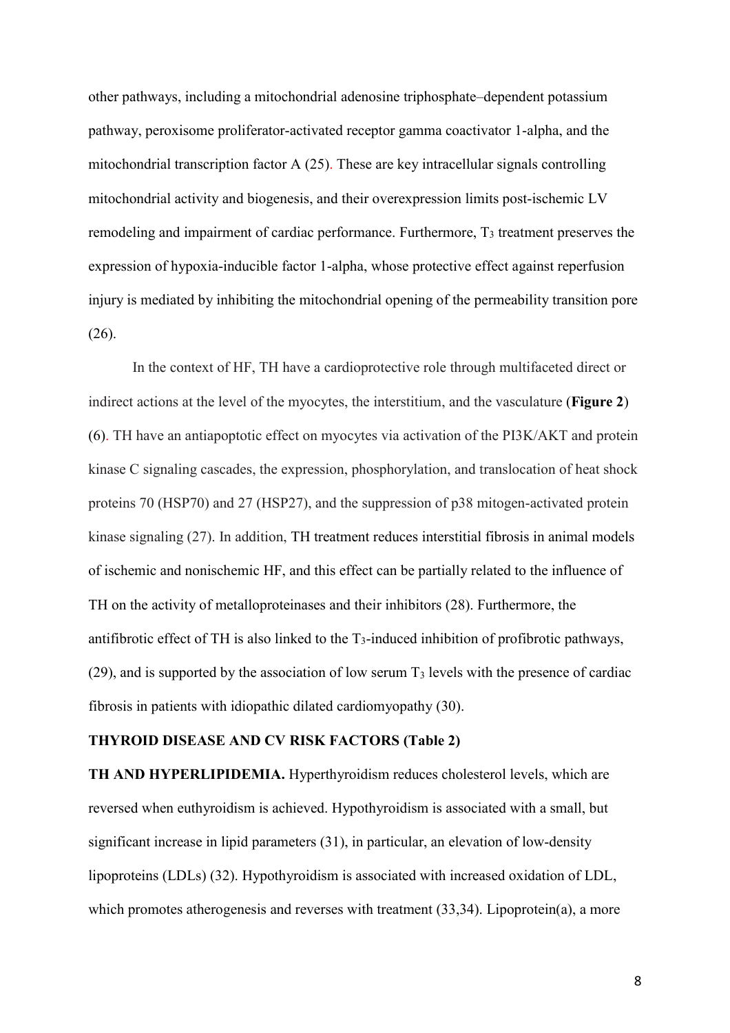other pathways, including a mitochondrial adenosine triphosphate–dependent potassium pathway, peroxisome proliferator-activated receptor gamma coactivator 1-alpha, and the mitochondrial transcription factor A (25). These are key intracellular signals controlling mitochondrial activity and biogenesis, and their overexpression limits post-ischemic LV remodeling and impairment of cardiac performance. Furthermore, $T_3$ treatment preserves the expression of hypoxia-inducible factor 1-alpha, whose protective effect against reperfusion injury is mediated by inhibiting the mitochondrial opening of the permeability transition pore (26).

In the context of HF, TH have a cardioprotective role through multifaceted direct or indirect actions at the level of the myocytes, the interstitium, and the vasculature (**Figure 2**) (6). TH have an antiapoptotic effect on myocytes via activation of the PI3K/AKT and protein kinase C signaling cascades, the expression, phosphorylation, and translocation of heat shock proteins 70 (HSP70) and 27 (HSP27), and the suppression of p38 mitogen-activated protein kinase signaling (27). In addition, TH treatment reduces interstitial fibrosis in animal models of ischemic and nonischemic HF, and this effect can be partially related to the influence of TH on the activity of metalloproteinases and their inhibitors (28). Furthermore, the antifibrotic effect of TH is also linked to the $T_3$-induced inhibition of profibrotic pathways, (29), and is supported by the association of low serum $T_3$ levels with the presence of cardiac fibrosis in patients with idiopathic dilated cardiomyopathy (30).

## THYROID DISEASE AND CV RISK FACTORS (Table 2)

**TH AND HYPERLIPIDEMIA.** Hyperthyroidism reduces cholesterol levels, which are reversed when euthyroidism is achieved. Hypothyroidism is associated with a small, but significant increase in lipid parameters (31), in particular, an elevation of low-density lipoproteins (LDLs) (32). Hypothyroidism is associated with increased oxidation of LDL, which promotes atherogenesis and reverses with treatment (33,34). Lipoprotein(a), a more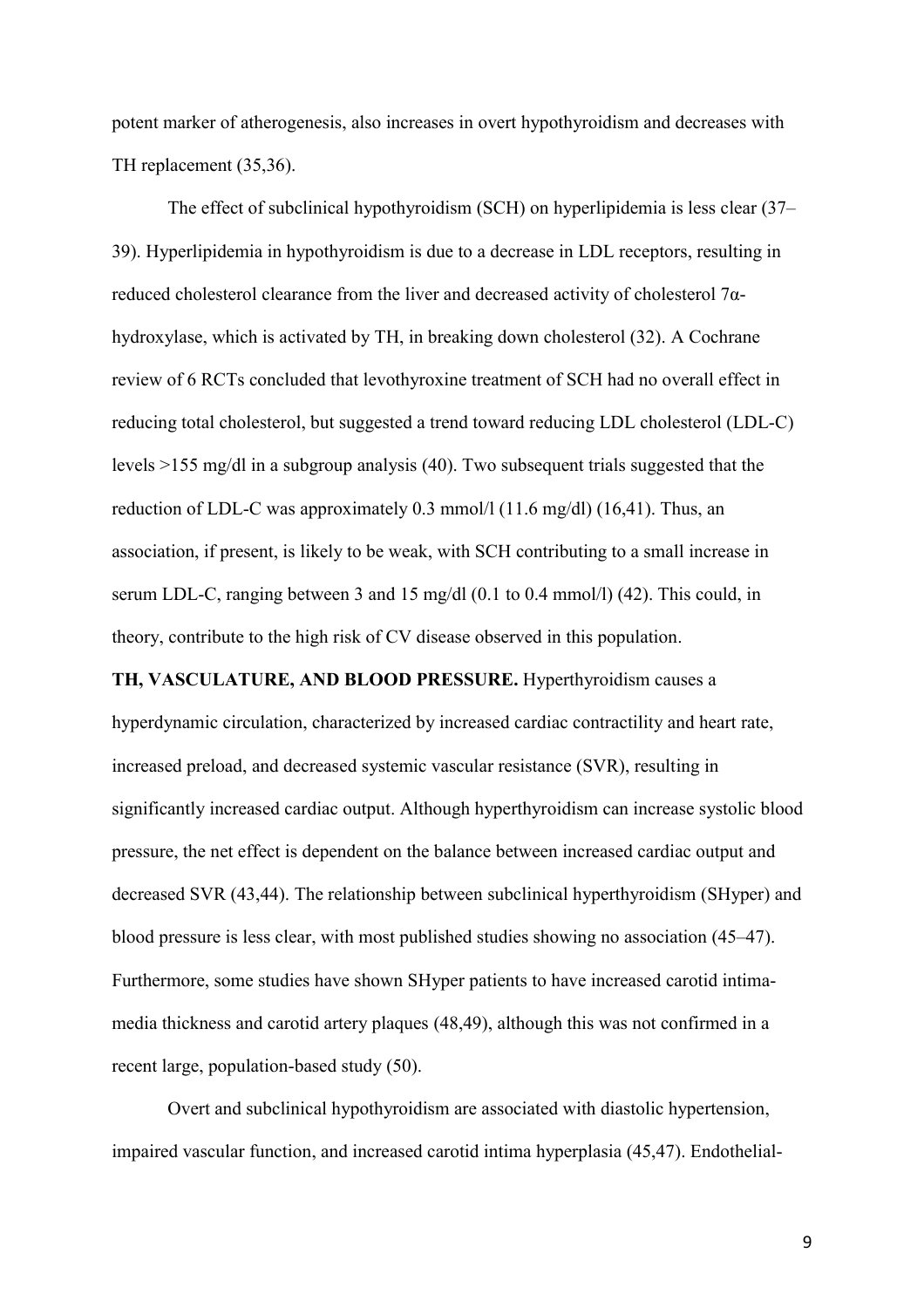potent marker of atherogenesis, also increases in overt hypothyroidism and decreases with TH replacement (35,36).

The effect of subclinical hypothyroidism (SCH) on hyperlipidemia is less clear (37–39). Hyperlipidemia in hypothyroidism is due to a decrease in LDL receptors, resulting in reduced cholesterol clearance from the liver and decreased activity of cholesterol 7α-hydroxylase, which is activated by TH, in breaking down cholesterol (32). A Cochrane review of 6 RCTs concluded that levothyroxine treatment of SCH had no overall effect in reducing total cholesterol, but suggested a trend toward reducing LDL cholesterol (LDL-C) levels >155 mg/dl in a subgroup analysis (40). Two subsequent trials suggested that the reduction of LDL-C was approximately 0.3 mmol/l (11.6 mg/dl) (16,41). Thus, an association, if present, is likely to be weak, with SCH contributing to a small increase in serum LDL-C, ranging between 3 and 15 mg/dl (0.1 to 0.4 mmol/l) (42). This could, in theory, contribute to the high risk of CV disease observed in this population.

**TH, VASCULATURE, AND BLOOD PRESSURE.** Hyperthyroidism causes a hyperdynamic circulation, characterized by increased cardiac contractility and heart rate, increased preload, and decreased systemic vascular resistance (SVR), resulting in significantly increased cardiac output. Although hyperthyroidism can increase systolic blood pressure, the net effect is dependent on the balance between increased cardiac output and decreased SVR (43,44). The relationship between subclinical hyperthyroidism (SHyper) and blood pressure is less clear, with most published studies showing no association (45–47). Furthermore, some studies have shown SHyper patients to have increased carotid intima-media thickness and carotid artery plaques (48,49), although this was not confirmed in a recent large, population-based study (50).

Overt and subclinical hypothyroidism are associated with diastolic hypertension, impaired vascular function, and increased carotid intima hyperplasia (45,47). Endothelial-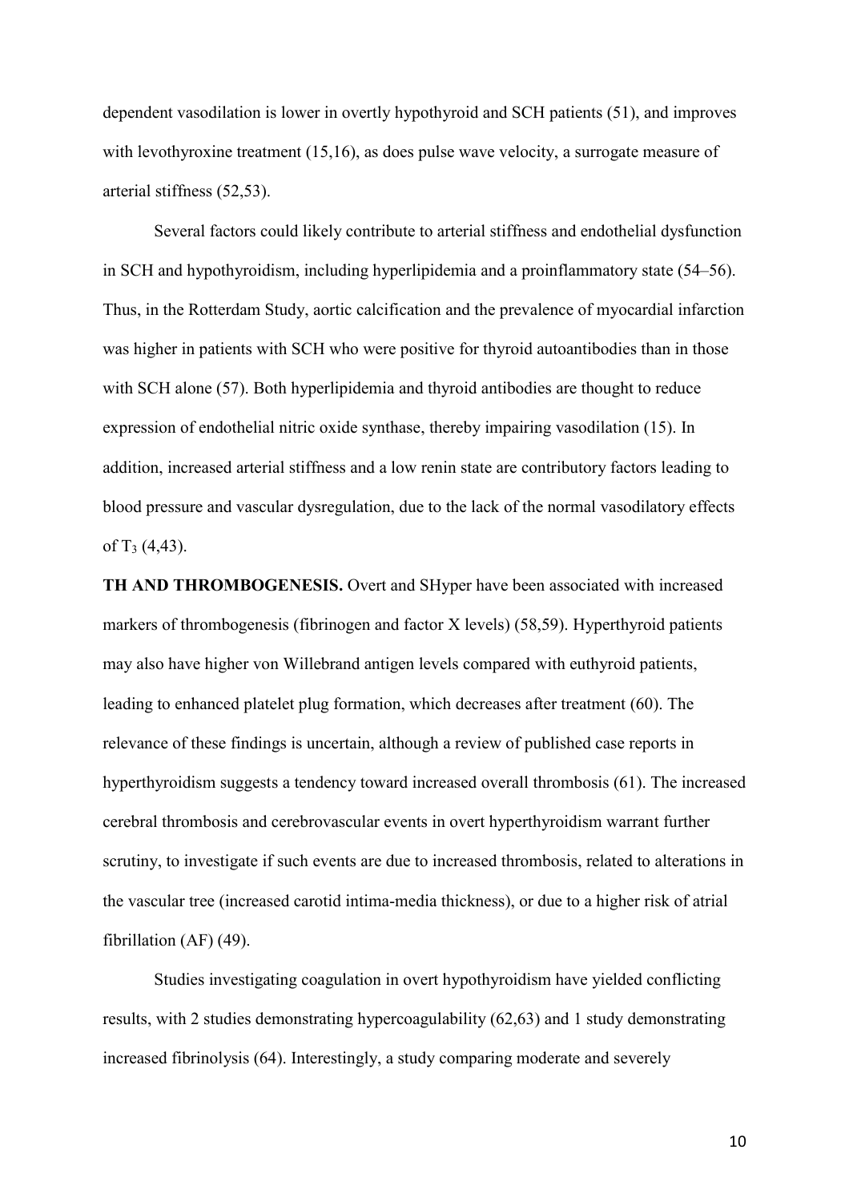dependent vasodilation is lower in overtly hypothyroid and SCH patients (51), and improves with levothyroxine treatment (15,16), as does pulse wave velocity, a surrogate measure of arterial stiffness (52,53).

Several factors could likely contribute to arterial stiffness and endothelial dysfunction in SCH and hypothyroidism, including hyperlipidemia and a proinflammatory state (54–56). Thus, in the Rotterdam Study, aortic calcification and the prevalence of myocardial infarction was higher in patients with SCH who were positive for thyroid autoantibodies than in those with SCH alone (57). Both hyperlipidemia and thyroid antibodies are thought to reduce expression of endothelial nitric oxide synthase, thereby impairing vasodilation (15). In addition, increased arterial stiffness and a low renin state are contributory factors leading to blood pressure and vascular dysregulation, due to the lack of the normal vasodilatory effects of $T_3$ (4,43).

**TH AND THROMBOGENESIS.** Overt and SHyper have been associated with increased markers of thrombogenesis (fibrinogen and factor X levels) (58,59). Hyperthyroid patients may also have higher von Willebrand antigen levels compared with euthyroid patients, leading to enhanced platelet plug formation, which decreases after treatment (60). The relevance of these findings is uncertain, although a review of published case reports in hyperthyroidism suggests a tendency toward increased overall thrombosis (61). The increased cerebral thrombosis and cerebrovascular events in overt hyperthyroidism warrant further scrutiny, to investigate if such events are due to increased thrombosis, related to alterations in the vascular tree (increased carotid intima-media thickness), or due to a higher risk of atrial fibrillation (AF) (49).

Studies investigating coagulation in overt hypothyroidism have yielded conflicting results, with 2 studies demonstrating hypercoagulability (62,63) and 1 study demonstrating increased fibrinolysis (64). Interestingly, a study comparing moderate and severely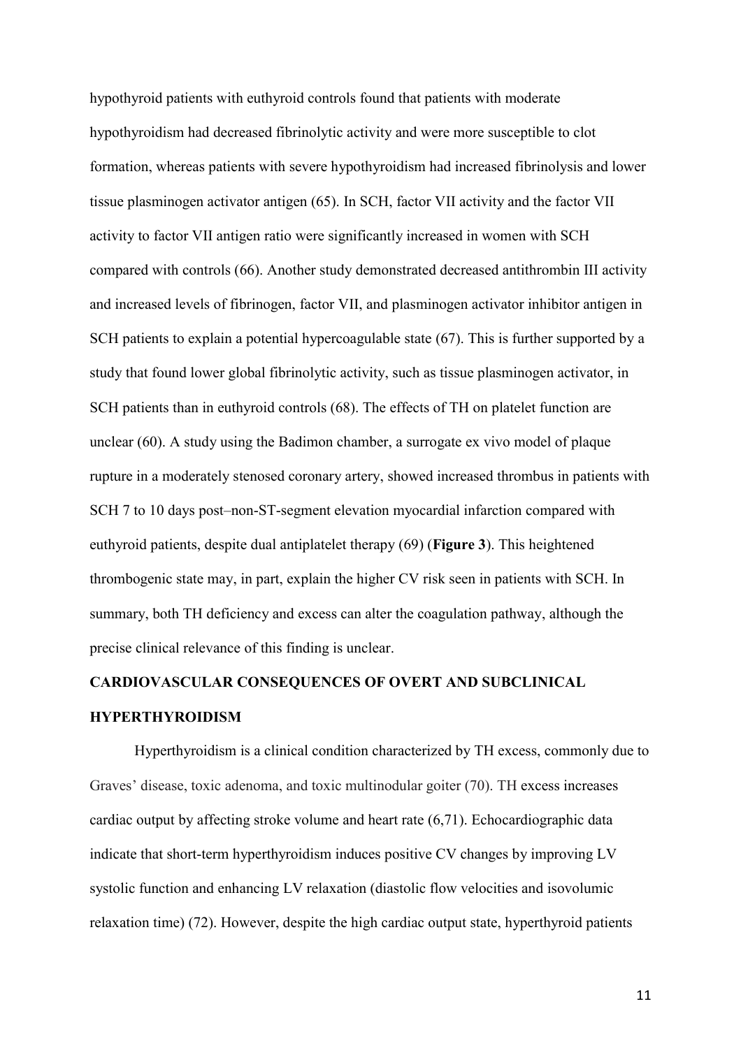hypothyroid patients with euthyroid controls found that patients with moderate hypothyroidism had decreased fibrinolytic activity and were more susceptible to clot formation, whereas patients with severe hypothyroidism had increased fibrinolysis and lower tissue plasminogen activator antigen (65). In SCH, factor VII activity and the factor VII activity to factor VII antigen ratio were significantly increased in women with SCH compared with controls (66). Another study demonstrated decreased antithrombin III activity and increased levels of fibrinogen, factor VII, and plasminogen activator inhibitor antigen in SCH patients to explain a potential hypercoagulable state (67). This is further supported by a study that found lower global fibrinolytic activity, such as tissue plasminogen activator, in SCH patients than in euthyroid controls (68). The effects of TH on platelet function are unclear (60). A study using the Badimon chamber, a surrogate ex vivo model of plaque rupture in a moderately stenosed coronary artery, showed increased thrombus in patients with SCH 7 to 10 days post–non-ST-segment elevation myocardial infarction compared with euthyroid patients, despite dual antiplatelet therapy (69) (**Figure 3**). This heightened thrombogenic state may, in part, explain the higher CV risk seen in patients with SCH. In summary, both TH deficiency and excess can alter the coagulation pathway, although the precise clinical relevance of this finding is unclear.

## CARDIOVASCULAR CONSEQUENCES OF OVERT AND SUBCLINICAL HYPERTHYROIDISM

Hyperthyroidism is a clinical condition characterized by TH excess, commonly due to Graves' disease, toxic adenoma, and toxic multinodular goiter (70). TH excess increases cardiac output by affecting stroke volume and heart rate (6,71). Echocardiographic data indicate that short-term hyperthyroidism induces positive CV changes by improving LV systolic function and enhancing LV relaxation (diastolic flow velocities and isovolumic relaxation time) (72). However, despite the high cardiac output state, hyperthyroid patients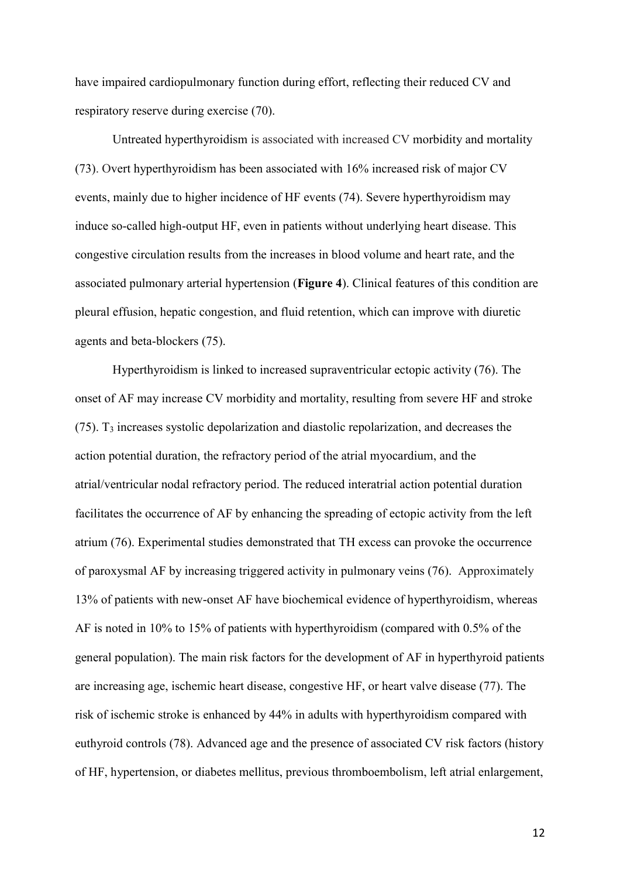have impaired cardiopulmonary function during effort, reflecting their reduced CV and respiratory reserve during exercise (70).

Untreated hyperthyroidism is associated with increased CV morbidity and mortality (73). Overt hyperthyroidism has been associated with 16% increased risk of major CV events, mainly due to higher incidence of HF events (74). Severe hyperthyroidism may induce so-called high-output HF, even in patients without underlying heart disease. This congestive circulation results from the increases in blood volume and heart rate, and the associated pulmonary arterial hypertension (**Figure 4**). Clinical features of this condition are pleural effusion, hepatic congestion, and fluid retention, which can improve with diuretic agents and beta-blockers (75).

Hyperthyroidism is linked to increased supraventricular ectopic activity (76). The onset of AF may increase CV morbidity and mortality, resulting from severe HF and stroke (75). $T_3$ increases systolic depolarization and diastolic repolarization, and decreases the action potential duration, the refractory period of the atrial myocardium, and the atrial/ventricular nodal refractory period. The reduced interatrial action potential duration facilitates the occurrence of AF by enhancing the spreading of ectopic activity from the left atrium (76). Experimental studies demonstrated that TH excess can provoke the occurrence of paroxysmal AF by increasing triggered activity in pulmonary veins (76). Approximately 13% of patients with new-onset AF have biochemical evidence of hyperthyroidism, whereas AF is noted in 10% to 15% of patients with hyperthyroidism (compared with 0.5% of the general population). The main risk factors for the development of AF in hyperthyroid patients are increasing age, ischemic heart disease, congestive HF, or heart valve disease (77). The risk of ischemic stroke is enhanced by 44% in adults with hyperthyroidism compared with euthyroid controls (78). Advanced age and the presence of associated CV risk factors (history of HF, hypertension, or diabetes mellitus, previous thromboembolism, left atrial enlargement,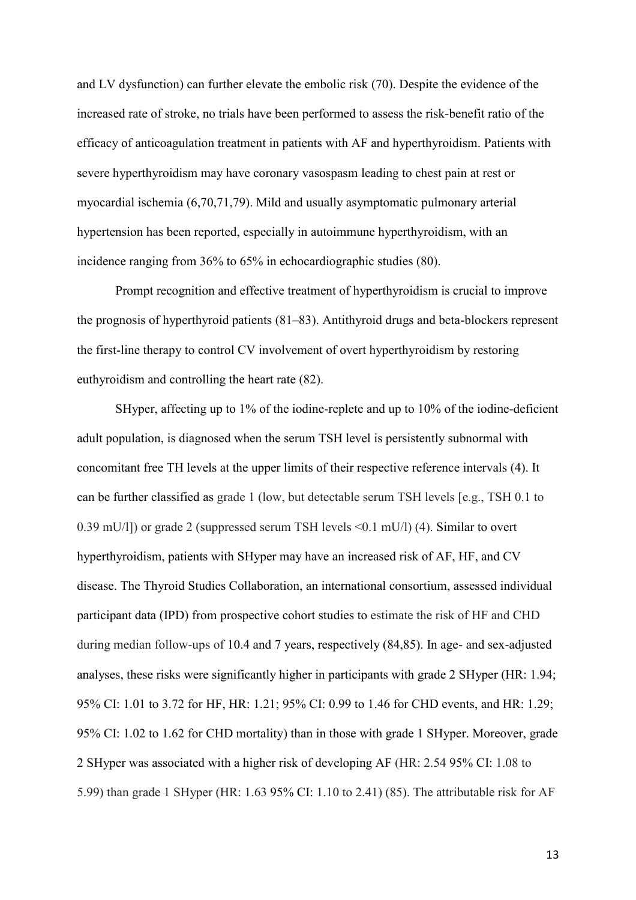and LV dysfunction) can further elevate the embolic risk (70). Despite the evidence of the increased rate of stroke, no trials have been performed to assess the risk-benefit ratio of the efficacy of anticoagulation treatment in patients with AF and hyperthyroidism. Patients with severe hyperthyroidism may have coronary vasospasm leading to chest pain at rest or myocardial ischemia (6,70,71,79). Mild and usually asymptomatic pulmonary arterial hypertension has been reported, especially in autoimmune hyperthyroidism, with an incidence ranging from 36% to 65% in echocardiographic studies (80).

Prompt recognition and effective treatment of hyperthyroidism is crucial to improve the prognosis of hyperthyroid patients (81–83). Antithyroid drugs and beta-blockers represent the first-line therapy to control CV involvement of overt hyperthyroidism by restoring euthyroidism and controlling the heart rate (82).

SHyper, affecting up to 1% of the iodine-replete and up to 10% of the iodine-deficient adult population, is diagnosed when the serum TSH level is persistently subnormal with concomitant free TH levels at the upper limits of their respective reference intervals (4). It can be further classified as grade 1 (low, but detectable serum TSH levels [e.g., TSH 0.1 to 0.39 mU/l]) or grade 2 (suppressed serum TSH levels <0.1 mU/l) (4). Similar to overt hyperthyroidism, patients with SHyper may have an increased risk of AF, HF, and CV disease. The Thyroid Studies Collaboration, an international consortium, assessed individual participant data (IPD) from prospective cohort studies to estimate the risk of HF and CHD during median follow-ups of 10.4 and 7 years, respectively (84,85). In age- and sex-adjusted analyses, these risks were significantly higher in participants with grade 2 SHyper (HR: 1.94; 95% CI: 1.01 to 3.72 for HF, HR: 1.21; 95% CI: 0.99 to 1.46 for CHD events, and HR: 1.29; 95% CI: 1.02 to 1.62 for CHD mortality) than in those with grade 1 SHyper. Moreover, grade 2 SHyper was associated with a higher risk of developing AF (HR: 2.54 95% CI: 1.08 to 5.99) than grade 1 SHyper (HR: 1.63 95% CI: 1.10 to 2.41) (85). The attributable risk for AF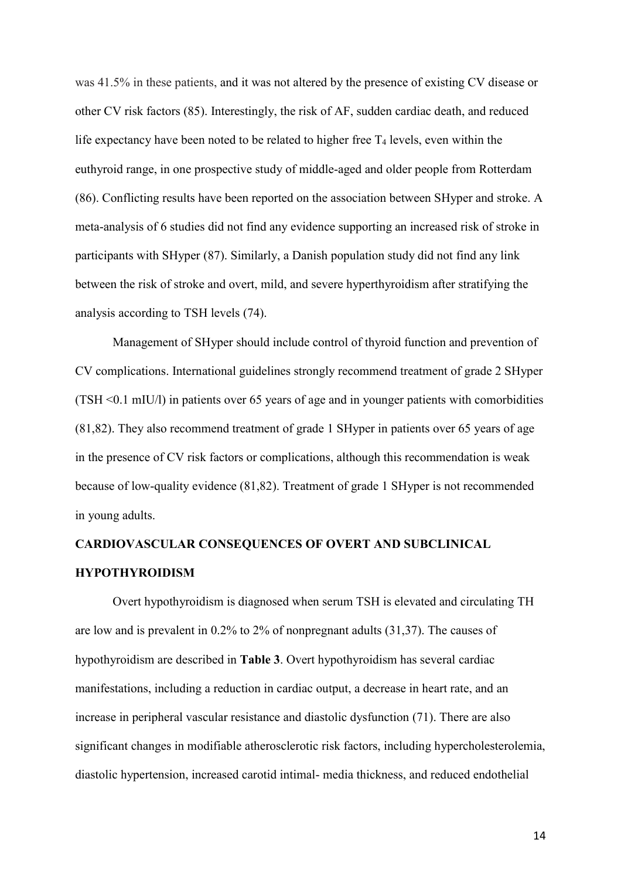was 41.5% in these patients, and it was not altered by the presence of existing CV disease or other CV risk factors (85). Interestingly, the risk of AF, sudden cardiac death, and reduced life expectancy have been noted to be related to higher free $T_4$ levels, even within the euthyroid range, in one prospective study of middle-aged and older people from Rotterdam (86). Conflicting results have been reported on the association between SHyper and stroke. A meta-analysis of 6 studies did not find any evidence supporting an increased risk of stroke in participants with SHyper (87). Similarly, a Danish population study did not find any link between the risk of stroke and overt, mild, and severe hyperthyroidism after stratifying the analysis according to TSH levels (74).

Management of SHyper should include control of thyroid function and prevention of CV complications. International guidelines strongly recommend treatment of grade 2 SHyper (TSH <0.1 mIU/l) in patients over 65 years of age and in younger patients with comorbidities (81,82). They also recommend treatment of grade 1 SHyper in patients over 65 years of age in the presence of CV risk factors or complications, although this recommendation is weak because of low-quality evidence (81,82). Treatment of grade 1 SHyper is not recommended in young adults.

## CARDIOVASCULAR CONSEQUENCES OF OVERT AND SUBCLINICAL HYPOTHYROIDISM

Overt hypothyroidism is diagnosed when serum TSH is elevated and circulating TH are low and is prevalent in 0.2% to 2% of nonpregnant adults (31,37). The causes of hypothyroidism are described in **Table 3**. Overt hypothyroidism has several cardiac manifestations, including a reduction in cardiac output, a decrease in heart rate, and an increase in peripheral vascular resistance and diastolic dysfunction (71). There are also significant changes in modifiable atherosclerotic risk factors, including hypercholesterolemia, diastolic hypertension, increased carotid intimal- media thickness, and reduced endothelial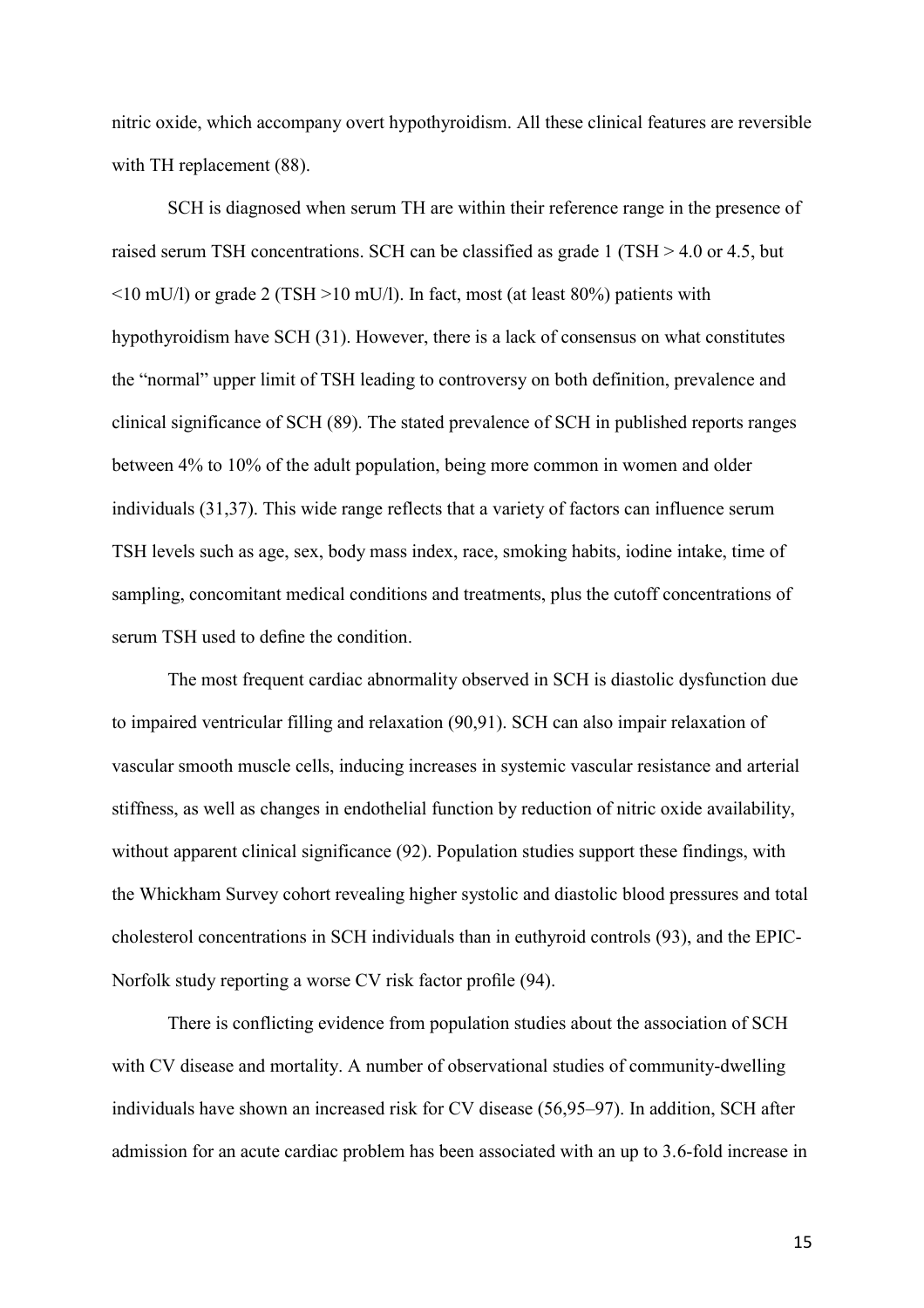nitric oxide, which accompany overt hypothyroidism. All these clinical features are reversible with TH replacement (88).

SCH is diagnosed when serum TH are within their reference range in the presence of raised serum TSH concentrations. SCH can be classified as grade 1 (TSH > 4.0 or 4.5, but <10 mU/l) or grade 2 (TSH >10 mU/l). In fact, most (at least 80%) patients with hypothyroidism have SCH (31). However, there is a lack of consensus on what constitutes the "normal" upper limit of TSH leading to controversy on both definition, prevalence and clinical significance of SCH (89). The stated prevalence of SCH in published reports ranges between 4% to 10% of the adult population, being more common in women and older individuals (31,37). This wide range reflects that a variety of factors can influence serum TSH levels such as age, sex, body mass index, race, smoking habits, iodine intake, time of sampling, concomitant medical conditions and treatments, plus the cutoff concentrations of serum TSH used to define the condition.

The most frequent cardiac abnormality observed in SCH is diastolic dysfunction due to impaired ventricular filling and relaxation (90,91). SCH can also impair relaxation of vascular smooth muscle cells, inducing increases in systemic vascular resistance and arterial stiffness, as well as changes in endothelial function by reduction of nitric oxide availability, without apparent clinical significance (92). Population studies support these findings, with the Whickham Survey cohort revealing higher systolic and diastolic blood pressures and total cholesterol concentrations in SCH individuals than in euthyroid controls (93), and the EPIC-Norfolk study reporting a worse CV risk factor profile (94).

There is conflicting evidence from population studies about the association of SCH with CV disease and mortality. A number of observational studies of community-dwelling individuals have shown an increased risk for CV disease (56,95–97). In addition, SCH after admission for an acute cardiac problem has been associated with an up to 3.6-fold increase in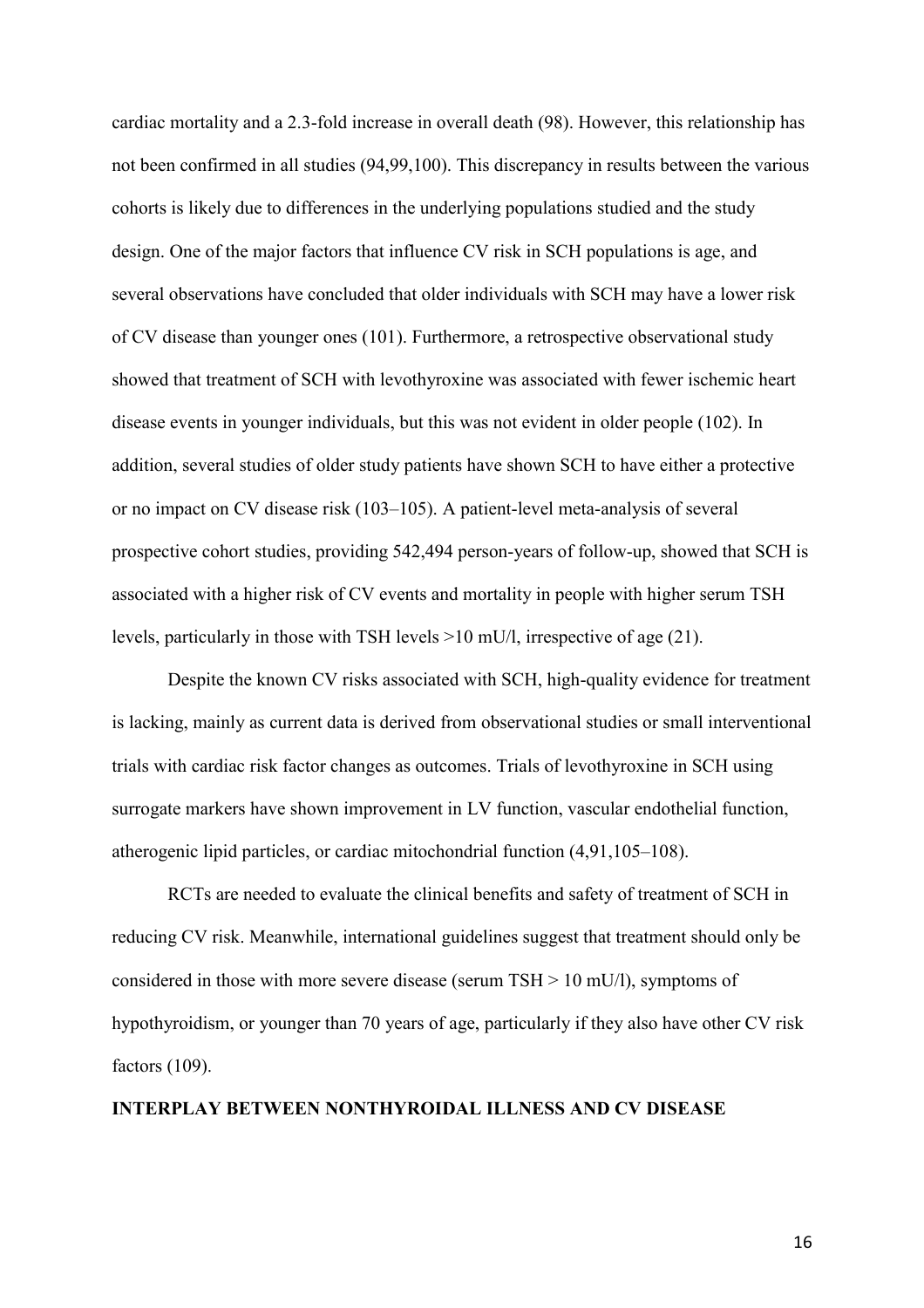cardiac mortality and a 2.3-fold increase in overall death (98). However, this relationship has not been confirmed in all studies (94,99,100). This discrepancy in results between the various cohorts is likely due to differences in the underlying populations studied and the study design. One of the major factors that influence CV risk in SCH populations is age, and several observations have concluded that older individuals with SCH may have a lower risk of CV disease than younger ones (101). Furthermore, a retrospective observational study showed that treatment of SCH with levothyroxine was associated with fewer ischemic heart disease events in younger individuals, but this was not evident in older people (102). In addition, several studies of older study patients have shown SCH to have either a protective or no impact on CV disease risk (103–105). A patient-level meta-analysis of several prospective cohort studies, providing 542,494 person-years of follow-up, showed that SCH is associated with a higher risk of CV events and mortality in people with higher serum TSH levels, particularly in those with TSH levels >10 mU/l, irrespective of age (21).

Despite the known CV risks associated with SCH, high-quality evidence for treatment is lacking, mainly as current data is derived from observational studies or small interventional trials with cardiac risk factor changes as outcomes. Trials of levothyroxine in SCH using surrogate markers have shown improvement in LV function, vascular endothelial function, atherogenic lipid particles, or cardiac mitochondrial function (4,91,105–108).

RCTs are needed to evaluate the clinical benefits and safety of treatment of SCH in reducing CV risk. Meanwhile, international guidelines suggest that treatment should only be considered in those with more severe disease (serum TSH > 10 mU/l), symptoms of hypothyroidism, or younger than 70 years of age, particularly if they also have other CV risk factors (109).

## INTERPLAY BETWEEN NONTHYROIDAL ILLNESS AND CV DISEASE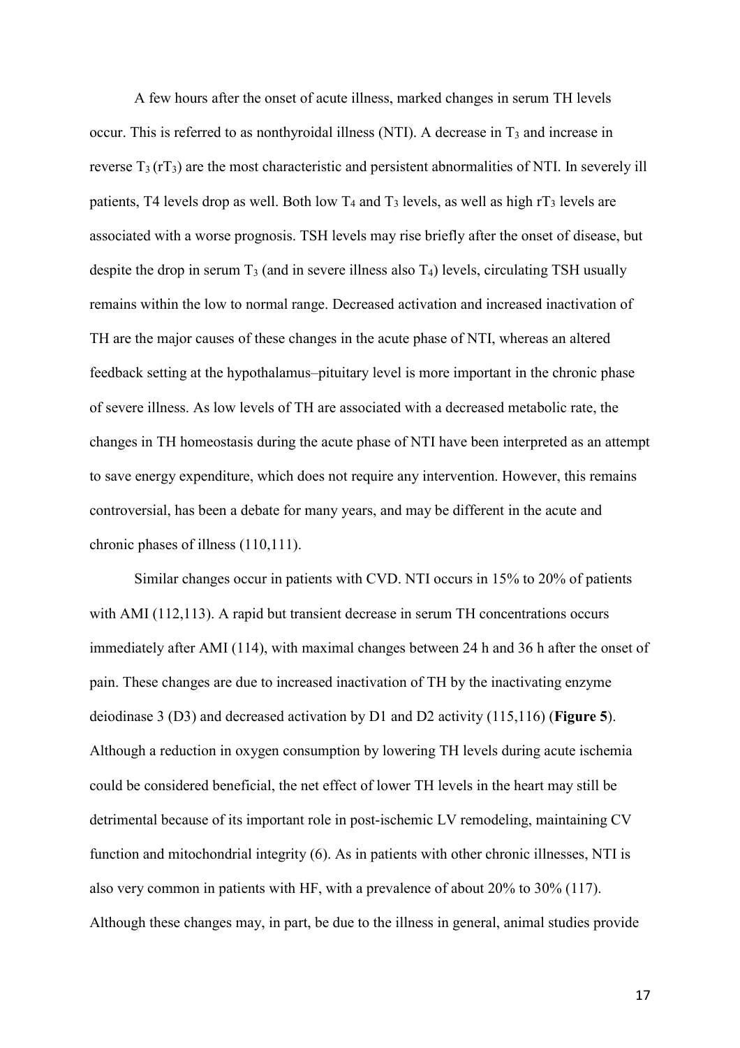A few hours after the onset of acute illness, marked changes in serum TH levels occur. This is referred to as nonthyroidal illness (NTI). A decrease in $T_3$ and increase in reverse $T_3$ ($rT_3$) are the most characteristic and persistent abnormalities of NTI. In severely ill patients, T4 levels drop as well. Both low $T_4$ and $T_3$ levels, as well as high $rT_3$ levels are associated with a worse prognosis. TSH levels may rise briefly after the onset of disease, but despite the drop in serum $T_3$ (and in severe illness also $T_4$) levels, circulating TSH usually remains within the low to normal range. Decreased activation and increased inactivation of TH are the major causes of these changes in the acute phase of NTI, whereas an altered feedback setting at the hypothalamus–pituitary level is more important in the chronic phase of severe illness. As low levels of TH are associated with a decreased metabolic rate, the changes in TH homeostasis during the acute phase of NTI have been interpreted as an attempt to save energy expenditure, which does not require any intervention. However, this remains controversial, has been a debate for many years, and may be different in the acute and chronic phases of illness (110,111).

Similar changes occur in patients with CVD. NTI occurs in 15% to 20% of patients with AMI (112,113). A rapid but transient decrease in serum TH concentrations occurs immediately after AMI (114), with maximal changes between 24 h and 36 h after the onset of pain. These changes are due to increased inactivation of TH by the inactivating enzyme deiodinase 3 (D3) and decreased activation by D1 and D2 activity (115,116) (**Figure 5**). Although a reduction in oxygen consumption by lowering TH levels during acute ischemia could be considered beneficial, the net effect of lower TH levels in the heart may still be detrimental because of its important role in post-ischemic LV remodeling, maintaining CV function and mitochondrial integrity (6). As in patients with other chronic illnesses, NTI is also very common in patients with HF, with a prevalence of about 20% to 30% (117). Although these changes may, in part, be due to the illness in general, animal studies provide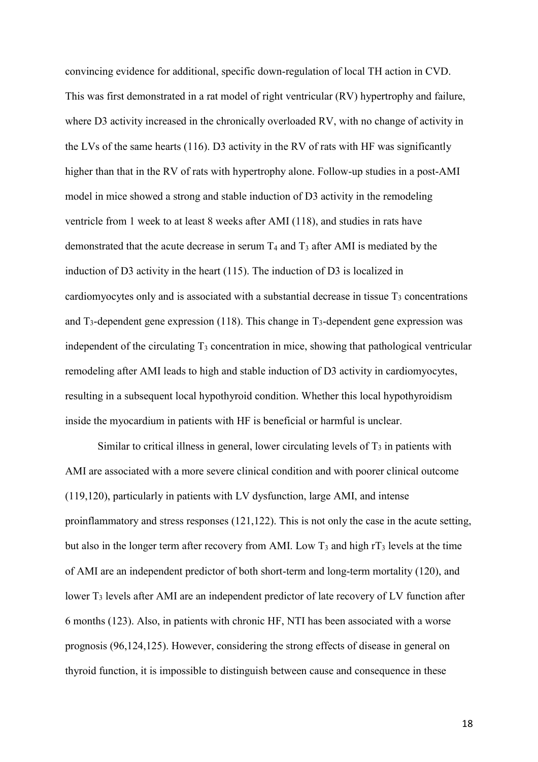convincing evidence for additional, specific down-regulation of local TH action in CVD. This was first demonstrated in a rat model of right ventricular (RV) hypertrophy and failure, where D3 activity increased in the chronically overloaded RV, with no change of activity in the LVs of the same hearts (116). D3 activity in the RV of rats with HF was significantly higher than that in the RV of rats with hypertrophy alone. Follow-up studies in a post-AMI model in mice showed a strong and stable induction of D3 activity in the remodeling ventricle from 1 week to at least 8 weeks after AMI (118), and studies in rats have demonstrated that the acute decrease in serum $T_4$ and $T_3$ after AMI is mediated by the induction of D3 activity in the heart (115). The induction of D3 is localized in cardiomyocytes only and is associated with a substantial decrease in tissue $T_3$ concentrations and $T_3$-dependent gene expression (118). This change in $T_3$-dependent gene expression was independent of the circulating $T_3$ concentration in mice, showing that pathological ventricular remodeling after AMI leads to high and stable induction of D3 activity in cardiomyocytes, resulting in a subsequent local hypothyroid condition. Whether this local hypothyroidism inside the myocardium in patients with HF is beneficial or harmful is unclear.

Similar to critical illness in general, lower circulating levels of $T_3$ in patients with AMI are associated with a more severe clinical condition and with poorer clinical outcome (119,120), particularly in patients with LV dysfunction, large AMI, and intense proinflammatory and stress responses (121,122). This is not only the case in the acute setting, but also in the longer term after recovery from AMI. Low $T_3$ and high $rT_3$ levels at the time of AMI are an independent predictor of both short-term and long-term mortality (120), and lower $T_3$ levels after AMI are an independent predictor of late recovery of LV function after 6 months (123). Also, in patients with chronic HF, NTI has been associated with a worse prognosis (96,124,125). However, considering the strong effects of disease in general on thyroid function, it is impossible to distinguish between cause and consequence in these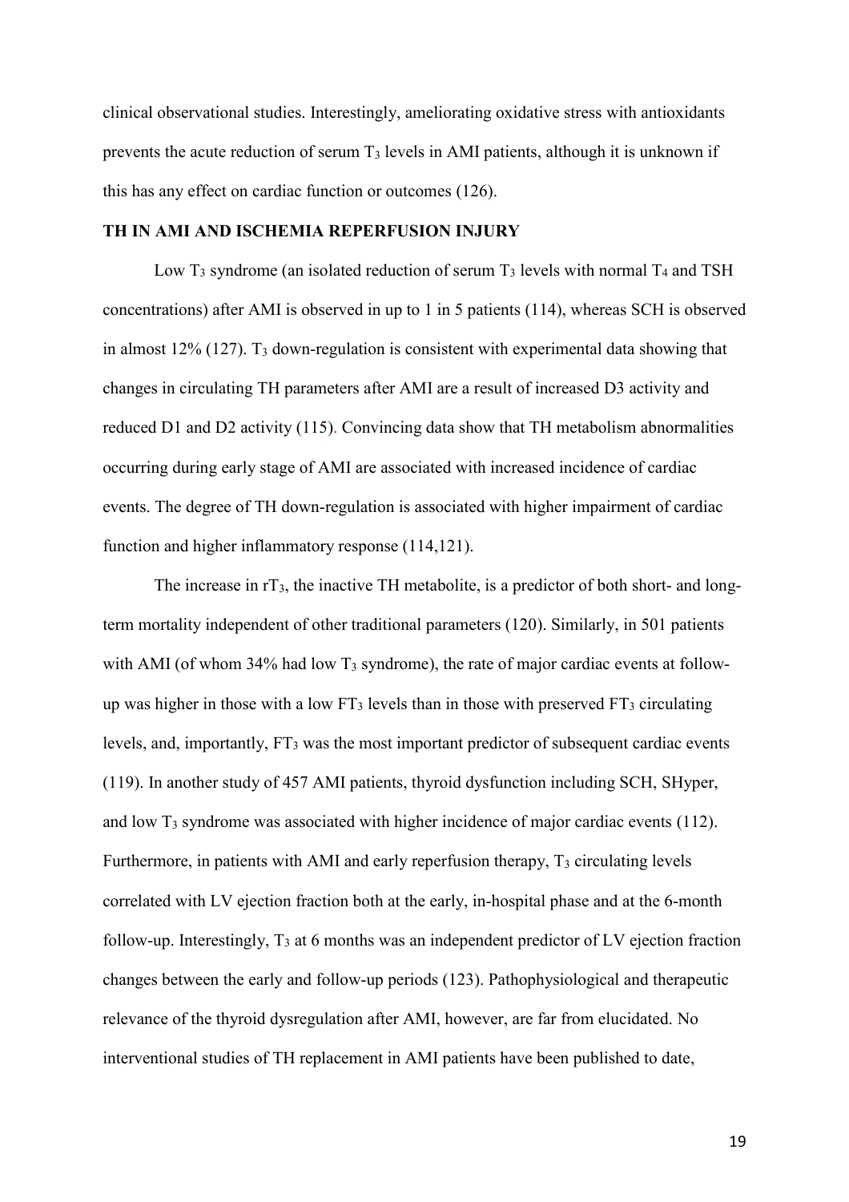clinical observational studies. Interestingly, ameliorating oxidative stress with antioxidants prevents the acute reduction of serum $T_3$ levels in AMI patients, although it is unknown if this has any effect on cardiac function or outcomes (126).

## TH IN AMI AND ISCHEMIA REPERFUSION INJURY

Low $T_3$ syndrome (an isolated reduction of serum $T_3$ levels with normal $T_4$ and TSH concentrations) after AMI is observed in up to 1 in 5 patients (114), whereas SCH is observed in almost 12% (127). $T_3$ down-regulation is consistent with experimental data showing that changes in circulating TH parameters after AMI are a result of increased D3 activity and reduced D1 and D2 activity (115). Convincing data show that TH metabolism abnormalities occurring during early stage of AMI are associated with increased incidence of cardiac events. The degree of TH down-regulation is associated with higher impairment of cardiac function and higher inflammatory response (114,121).

The increase in $rT_3$, the inactive TH metabolite, is a predictor of both short- and long-term mortality independent of other traditional parameters (120). Similarly, in 501 patients with AMI (of whom 34% had low $T_3$ syndrome), the rate of major cardiac events at follow-up was higher in those with a low $FT_3$ levels than in those with preserved $FT_3$ circulating levels, and, importantly, $FT_3$ was the most important predictor of subsequent cardiac events (119). In another study of 457 AMI patients, thyroid dysfunction including SCH, SHyper, and low $T_3$ syndrome was associated with higher incidence of major cardiac events (112). Furthermore, in patients with AMI and early reperfusion therapy, $T_3$ circulating levels correlated with LV ejection fraction both at the early, in-hospital phase and at the 6-month follow-up. Interestingly, $T_3$ at 6 months was an independent predictor of LV ejection fraction changes between the early and follow-up periods (123). Pathophysiological and therapeutic relevance of the thyroid dysregulation after AMI, however, are far from elucidated. No interventional studies of TH replacement in AMI patients have been published to date,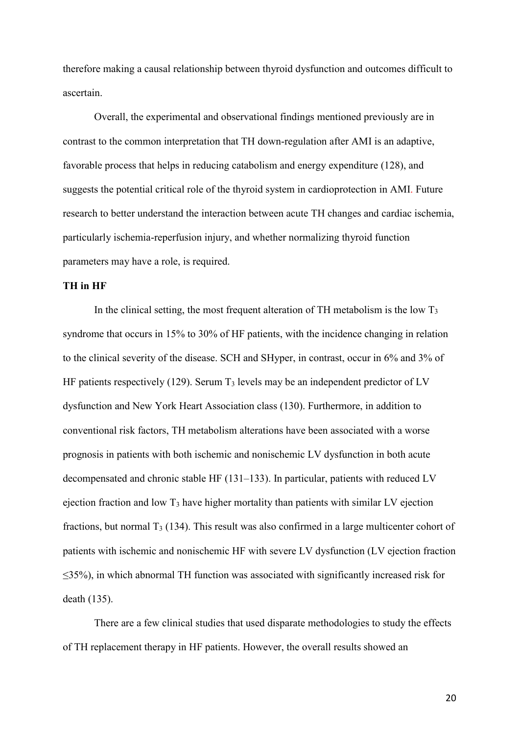therefore making a causal relationship between thyroid dysfunction and outcomes difficult to ascertain.

Overall, the experimental and observational findings mentioned previously are in contrast to the common interpretation that TH down-regulation after AMI is an adaptive, favorable process that helps in reducing catabolism and energy expenditure (128), and suggests the potential critical role of the thyroid system in cardioprotection in AMI. Future research to better understand the interaction between acute TH changes and cardiac ischemia, particularly ischemia-reperfusion injury, and whether normalizing thyroid function parameters may have a role, is required.

**TH in HF**

In the clinical setting, the most frequent alteration of TH metabolism is the low $T_3$ syndrome that occurs in 15% to 30% of HF patients, with the incidence changing in relation to the clinical severity of the disease. SCH and SHyper, in contrast, occur in 6% and 3% of HF patients respectively (129). Serum $T_3$ levels may be an independent predictor of LV dysfunction and New York Heart Association class (130). Furthermore, in addition to conventional risk factors, TH metabolism alterations have been associated with a worse prognosis in patients with both ischemic and nonischemic LV dysfunction in both acute decompensated and chronic stable HF (131–133). In particular, patients with reduced LV ejection fraction and low $T_3$ have higher mortality than patients with similar LV ejection fractions, but normal $T_3$ (134). This result was also confirmed in a large multicenter cohort of patients with ischemic and nonischemic HF with severe LV dysfunction (LV ejection fraction ≤35%), in which abnormal TH function was associated with significantly increased risk for death (135).

There are a few clinical studies that used disparate methodologies to study the effects of TH replacement therapy in HF patients. However, the overall results showed an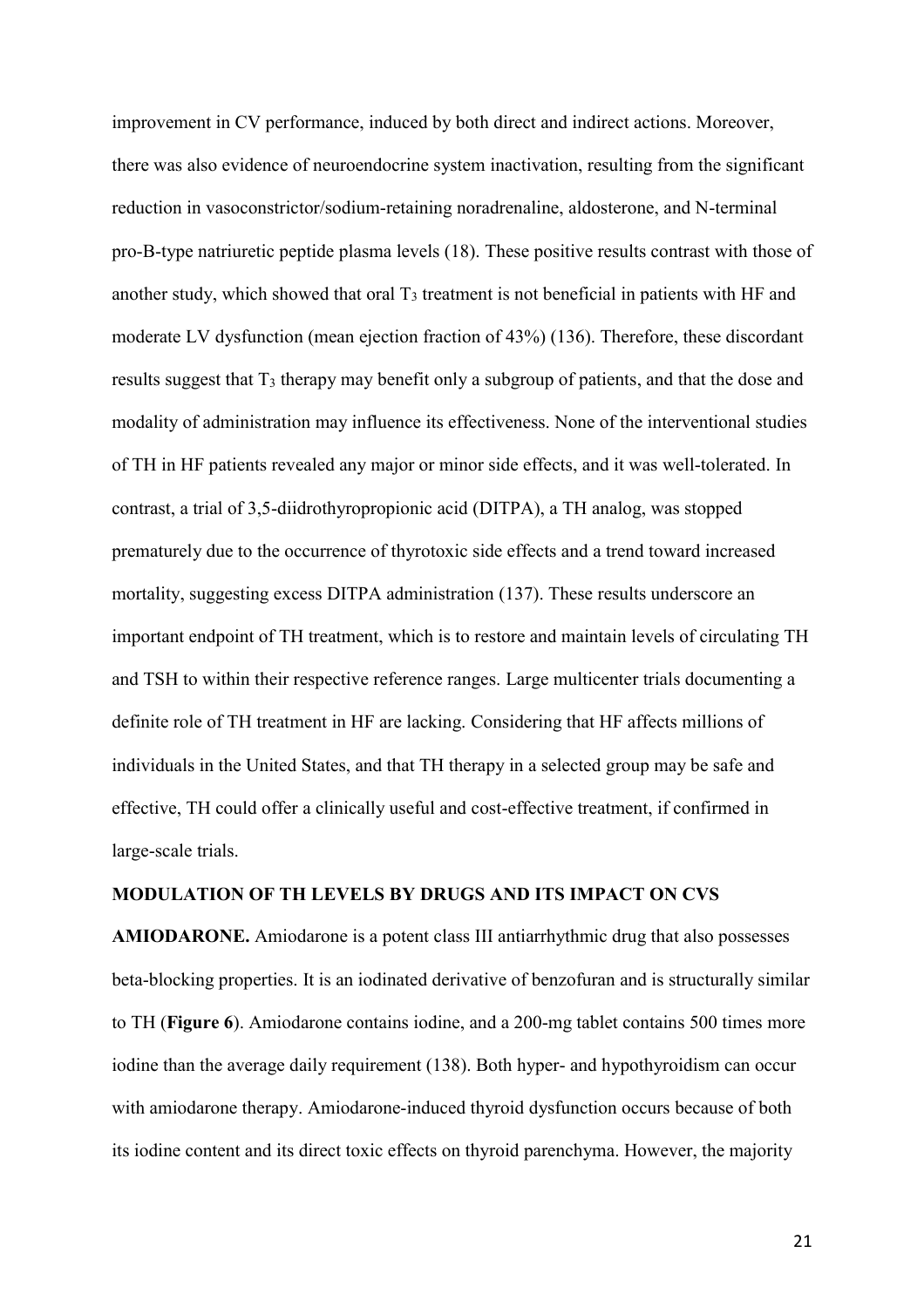improvement in CV performance, induced by both direct and indirect actions. Moreover, there was also evidence of neuroendocrine system inactivation, resulting from the significant reduction in vasoconstrictor/sodium-retaining noradrenaline, aldosterone, and N-terminal pro-B-type natriuretic peptide plasma levels (18). These positive results contrast with those of another study, which showed that oral $T_3$ treatment is not beneficial in patients with HF and moderate LV dysfunction (mean ejection fraction of 43%) (136). Therefore, these discordant results suggest that $T_3$ therapy may benefit only a subgroup of patients, and that the dose and modality of administration may influence its effectiveness. None of the interventional studies of TH in HF patients revealed any major or minor side effects, and it was well-tolerated. In contrast, a trial of 3,5-diidrothyropropionic acid (DITPA), a TH analog, was stopped prematurely due to the occurrence of thyrotoxic side effects and a trend toward increased mortality, suggesting excess DITPA administration (137). These results underscore an important endpoint of TH treatment, which is to restore and maintain levels of circulating TH and TSH to within their respective reference ranges. Large multicenter trials documenting a definite role of TH treatment in HF are lacking. Considering that HF affects millions of individuals in the United States, and that TH therapy in a selected group may be safe and effective, TH could offer a clinically useful and cost-effective treatment, if confirmed in large-scale trials.

## MODULATION OF TH LEVELS BY DRUGS AND ITS IMPACT ON CVS

**AMIODARONE.** Amiodarone is a potent class III antiarrhythmic drug that also possesses beta-blocking properties. It is an iodinated derivative of benzofuran and is structurally similar to TH (**Figure 6**). Amiodarone contains iodine, and a 200-mg tablet contains 500 times more iodine than the average daily requirement (138). Both hyper- and hypothyroidism can occur with amiodarone therapy. Amiodarone-induced thyroid dysfunction occurs because of both its iodine content and its direct toxic effects on thyroid parenchyma. However, the majority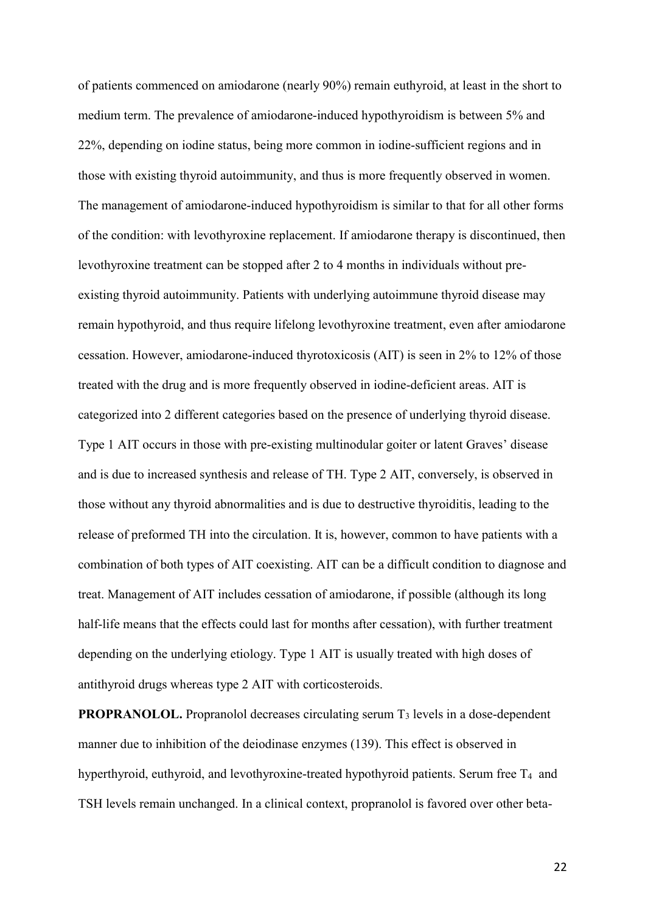of patients commenced on amiodarone (nearly 90%) remain euthyroid, at least in the short to medium term. The prevalence of amiodarone-induced hypothyroidism is between 5% and 22%, depending on iodine status, being more common in iodine-sufficient regions and in those with existing thyroid autoimmunity, and thus is more frequently observed in women. The management of amiodarone-induced hypothyroidism is similar to that for all other forms of the condition: with levothyroxine replacement. If amiodarone therapy is discontinued, then levothyroxine treatment can be stopped after 2 to 4 months in individuals without pre-existing thyroid autoimmunity. Patients with underlying autoimmune thyroid disease may remain hypothyroid, and thus require lifelong levothyroxine treatment, even after amiodarone cessation. However, amiodarone-induced thyrotoxicosis (AIT) is seen in 2% to 12% of those treated with the drug and is more frequently observed in iodine-deficient areas. AIT is categorized into 2 different categories based on the presence of underlying thyroid disease. Type 1 AIT occurs in those with pre-existing multinodular goiter or latent Graves' disease and is due to increased synthesis and release of TH. Type 2 AIT, conversely, is observed in those without any thyroid abnormalities and is due to destructive thyroiditis, leading to the release of preformed TH into the circulation. It is, however, common to have patients with a combination of both types of AIT coexisting. AIT can be a difficult condition to diagnose and treat. Management of AIT includes cessation of amiodarone, if possible (although its long half-life means that the effects could last for months after cessation), with further treatment depending on the underlying etiology. Type 1 AIT is usually treated with high doses of antithyroid drugs whereas type 2 AIT with corticosteroids.

**PROPRANOLOL.** Propranolol decreases circulating serum $T_3$ levels in a dose-dependent manner due to inhibition of the deiodinase enzymes (139). This effect is observed in hyperthyroid, euthyroid, and levothyroxine-treated hypothyroid patients. Serum free $T_4$ and TSH levels remain unchanged. In a clinical context, propranolol is favored over other beta-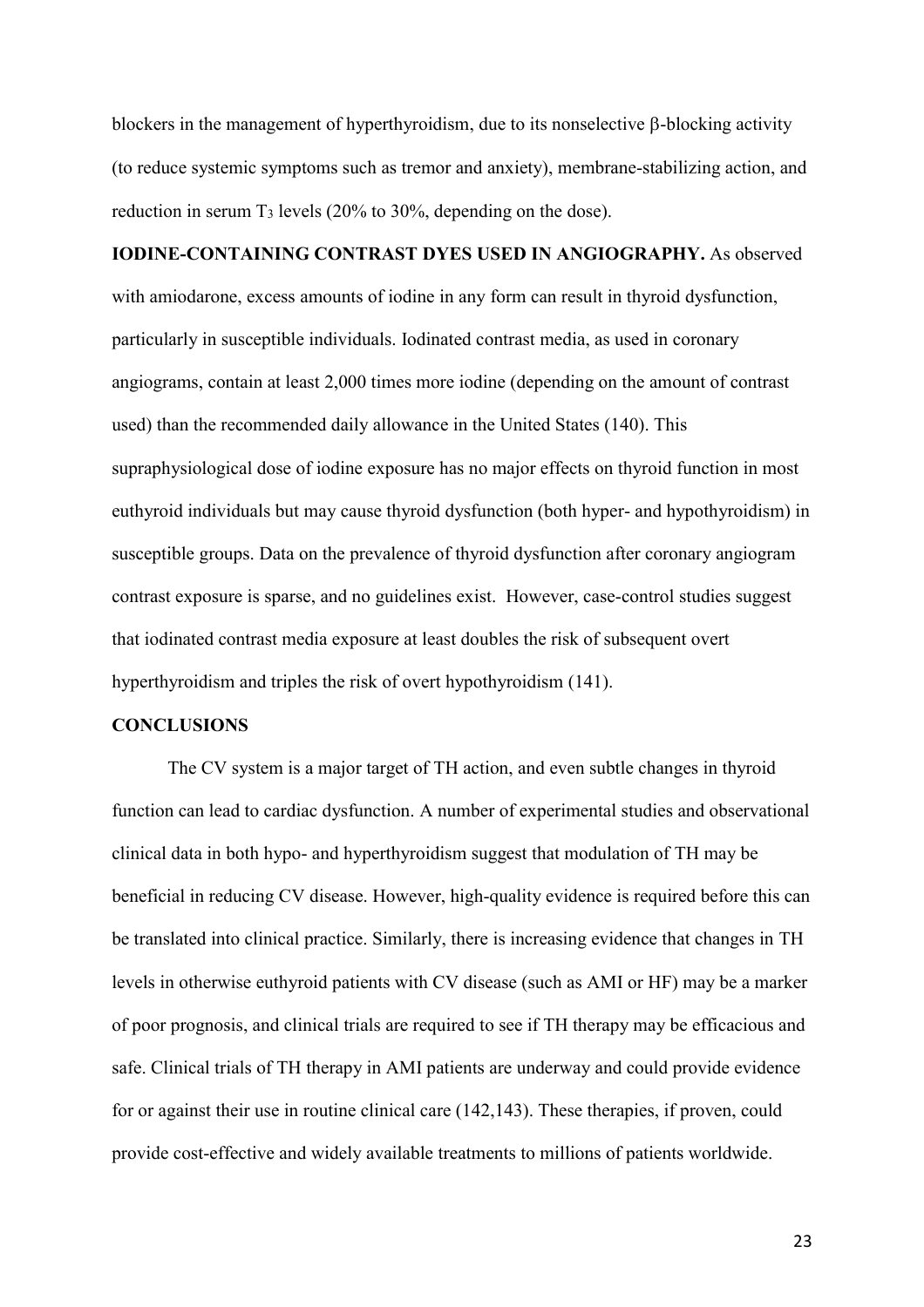blockers in the management of hyperthyroidism, due to its nonselective β-blocking activity (to reduce systemic symptoms such as tremor and anxiety), membrane-stabilizing action, and reduction in serum $T_3$ levels (20% to 30%, depending on the dose).

**IODINE-CONTAINING CONTRAST DYES USED IN ANGIOGRAPHY.** As observed with amiodarone, excess amounts of iodine in any form can result in thyroid dysfunction, particularly in susceptible individuals. Iodinated contrast media, as used in coronary angiograms, contain at least 2,000 times more iodine (depending on the amount of contrast used) than the recommended daily allowance in the United States (140). This supraphysiological dose of iodine exposure has no major effects on thyroid function in most euthyroid individuals but may cause thyroid dysfunction (both hyper- and hypothyroidism) in susceptible groups. Data on the prevalence of thyroid dysfunction after coronary angiogram contrast exposure is sparse, and no guidelines exist. However, case-control studies suggest that iodinated contrast media exposure at least doubles the risk of subsequent overt hyperthyroidism and triples the risk of overt hypothyroidism (141).

## CONCLUSIONS

The CV system is a major target of TH action, and even subtle changes in thyroid function can lead to cardiac dysfunction. A number of experimental studies and observational clinical data in both hypo- and hyperthyroidism suggest that modulation of TH may be beneficial in reducing CV disease. However, high-quality evidence is required before this can be translated into clinical practice. Similarly, there is increasing evidence that changes in TH levels in otherwise euthyroid patients with CV disease (such as AMI or HF) may be a marker of poor prognosis, and clinical trials are required to see if TH therapy may be efficacious and safe. Clinical trials of TH therapy in AMI patients are underway and could provide evidence for or against their use in routine clinical care (142,143). These therapies, if proven, could provide cost-effective and widely available treatments to millions of patients worldwide.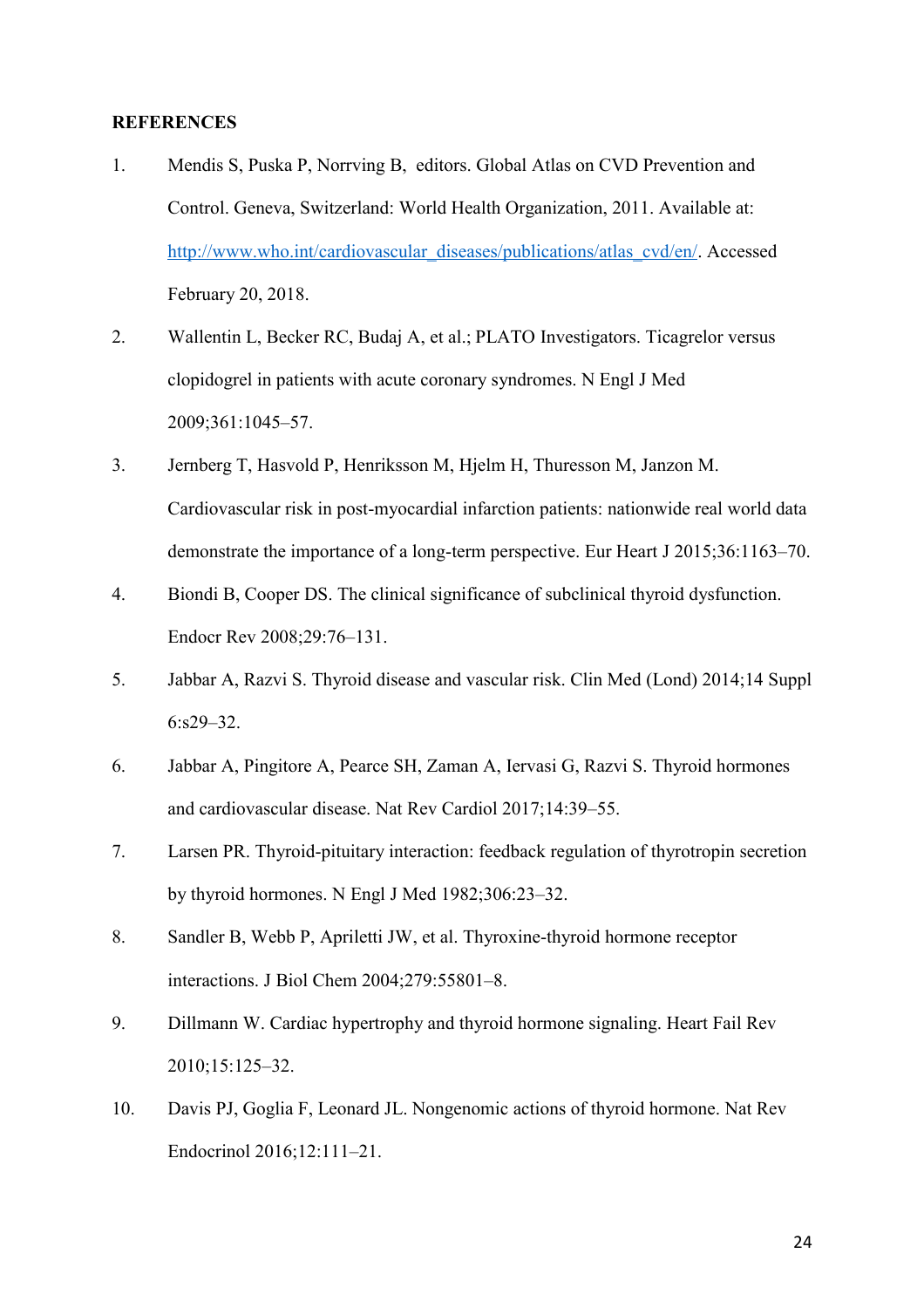**REFERENCES**

1. Mendis S, Puska P, Norrving B, editors. Global Atlas on CVD Prevention and Control. Geneva, Switzerland: World Health Organization, 2011. Available at: [http://www.who.int/cardiovascular_diseases/publications/atlas_cvd/en/](http://www.who.int/cardiovascular_diseases/publications/atlas_cvd/en/). Accessed February 20, 2018.
2. Wallentin L, Becker RC, Budaj A, et al.; PLATO Investigators. Ticagrelor versus clopidogrel in patients with acute coronary syndromes. N Engl J Med 2009;361:1045–57.
3. Jernberg T, Hasvold P, Henriksson M, Hjelm H, Thuresson M, Janzon M. Cardiovascular risk in post-myocardial infarction patients: nationwide real world data demonstrate the importance of a long-term perspective. Eur Heart J 2015;36:1163–70.
4. Biondi B, Cooper DS. The clinical significance of subclinical thyroid dysfunction. Endocr Rev 2008;29:76–131.
5. Jabbar A, Razvi S. Thyroid disease and vascular risk. Clin Med (Lond) 2014;14 Suppl 6:s29–32.
6. Jabbar A, Pingitore A, Pearce SH, Zaman A, Iervasi G, Razvi S. Thyroid hormones and cardiovascular disease. Nat Rev Cardiol 2017;14:39–55.
7. Larsen PR. Thyroid-pituitary interaction: feedback regulation of thyrotropin secretion by thyroid hormones. N Engl J Med 1982;306:23–32.
8. Sandler B, Webb P, Apriletti JW, et al. Thyroxine-thyroid hormone receptor interactions. J Biol Chem 2004;279:55801–8.
9. Dillmann W. Cardiac hypertrophy and thyroid hormone signaling. Heart Fail Rev 2010;15:125–32.
10. Davis PJ, Goglia F, Leonard JL. Nongenomic actions of thyroid hormone. Nat Rev Endocrinol 2016;12:111–21.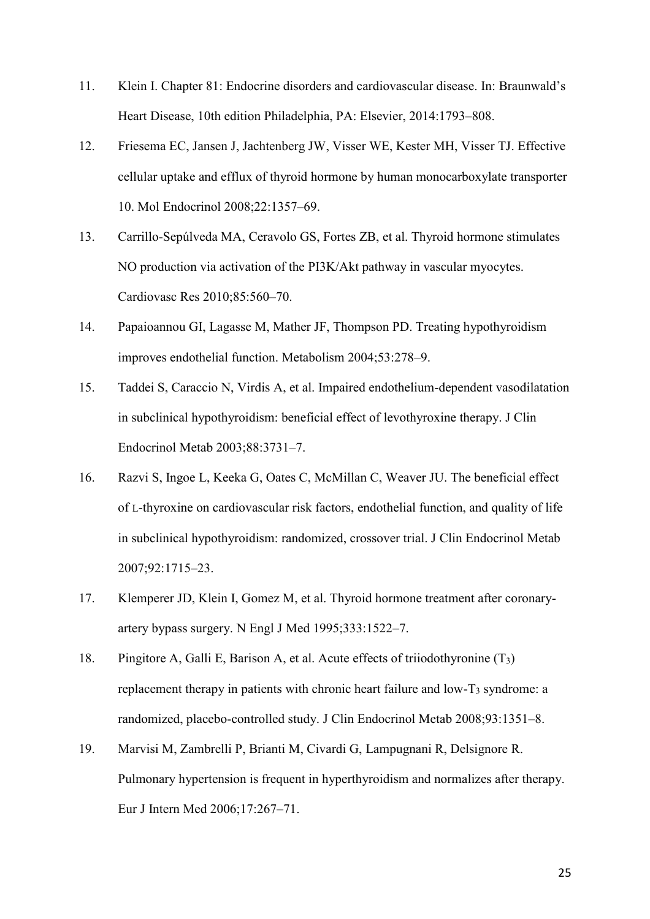11. Klein I. Chapter 81: Endocrine disorders and cardiovascular disease. In: Braunwald's Heart Disease, 10th edition Philadelphia, PA: Elsevier, 2014:1793–808.
12. Friesema EC, Jansen J, Jachtenberg JW, Visser WE, Kester MH, Visser TJ. Effective cellular uptake and efflux of thyroid hormone by human monocarboxylate transporter 10. Mol Endocrinol 2008;22:1357–69.
13. Carrillo-Sepúlveda MA, Ceravolo GS, Fortes ZB, et al. Thyroid hormone stimulates NO production via activation of the PI3K/Akt pathway in vascular myocytes. Cardiovasc Res 2010;85:560–70.
14. Papaioannou GI, Lagasse M, Mather JF, Thompson PD. Treating hypothyroidism improves endothelial function. Metabolism 2004;53:278–9.
15. Taddei S, Caraccio N, Virdis A, et al. Impaired endothelium-dependent vasodilatation in subclinical hypothyroidism: beneficial effect of levothyroxine therapy. J Clin Endocrinol Metab 2003;88:3731–7.
16. Razvi S, Ingoe L, Keeka G, Oates C, McMillan C, Weaver JU. The beneficial effect of L-thyroxine on cardiovascular risk factors, endothelial function, and quality of life in subclinical hypothyroidism: randomized, crossover trial. J Clin Endocrinol Metab 2007;92:1715–23.
17. Klemperer JD, Klein I, Gomez M, et al. Thyroid hormone treatment after coronary-artery bypass surgery. N Engl J Med 1995;333:1522–7.
18. Pingitore A, Galli E, Barison A, et al. Acute effects of triiodothyronine ($T_3$) replacement therapy in patients with chronic heart failure and low-$T_3$ syndrome: a randomized, placebo-controlled study. J Clin Endocrinol Metab 2008;93:1351–8.
19. Marvisi M, Zambrelli P, Brianti M, Civardi G, Lampugnani R, Delsignore R. Pulmonary hypertension is frequent in hyperthyroidism and normalizes after therapy. Eur J Intern Med 2006;17:267–71.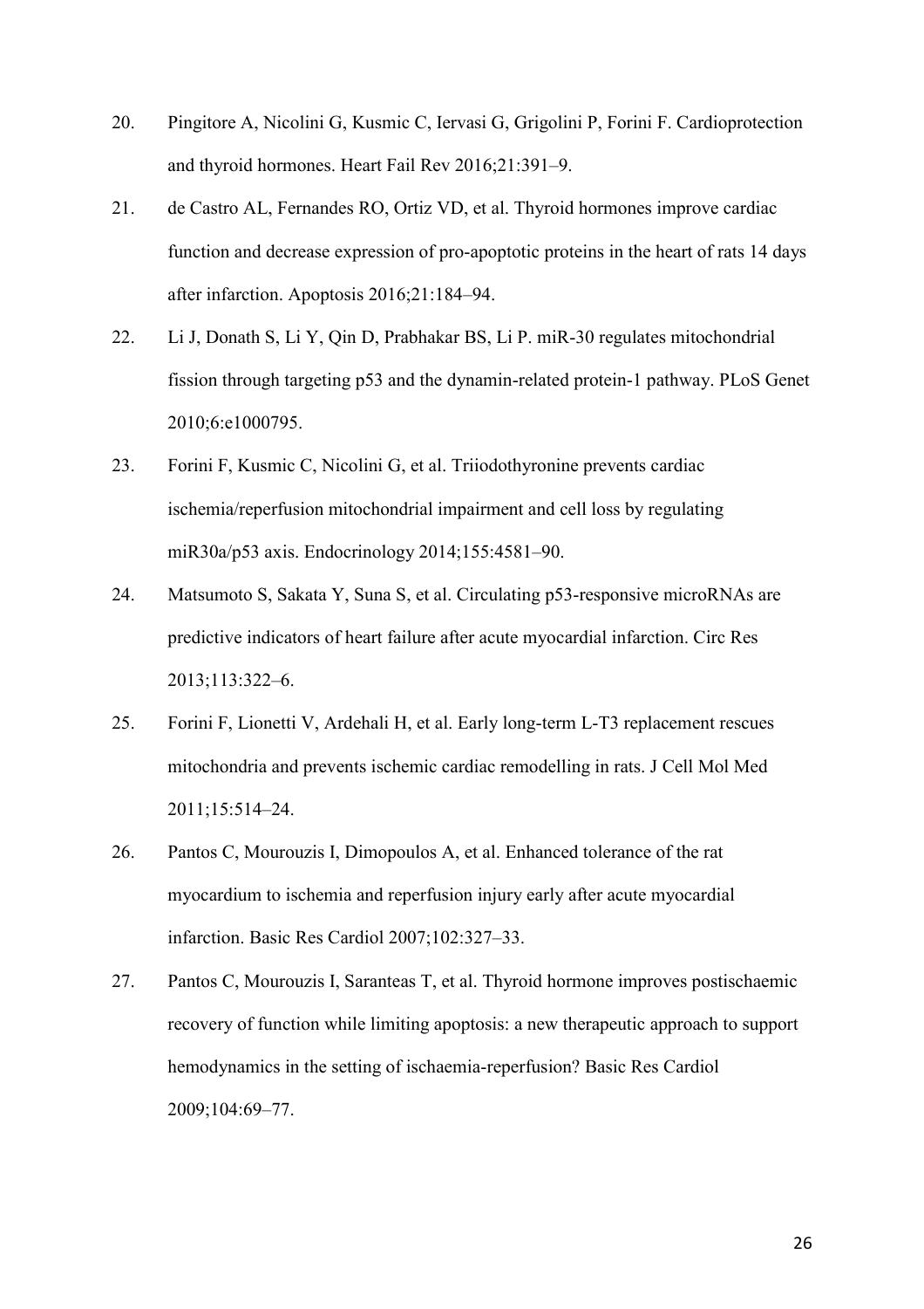20. Pingitore A, Nicolini G, Kusmic C, Iervasi G, Grigolini P, Forini F. Cardioprotection and thyroid hormones. Heart Fail Rev 2016;21:391–9.
21. de Castro AL, Fernandes RO, Ortiz VD, et al. Thyroid hormones improve cardiac function and decrease expression of pro-apoptotic proteins in the heart of rats 14 days after infarction. Apoptosis 2016;21:184–94.
22. Li J, Donath S, Li Y, Qin D, Prabhakar BS, Li P. miR-30 regulates mitochondrial fission through targeting p53 and the dynamin-related protein-1 pathway. PLoS Genet 2010;6:e1000795.
23. Forini F, Kusmic C, Nicolini G, et al. Triiodothyronine prevents cardiac ischemia/reperfusion mitochondrial impairment and cell loss by regulating miR30a/p53 axis. Endocrinology 2014;155:4581–90.
24. Matsumoto S, Sakata Y, Suna S, et al. Circulating p53-responsive microRNAs are predictive indicators of heart failure after acute myocardial infarction. Circ Res 2013;113:322–6.
25. Forini F, Lionetti V, Ardehali H, et al. Early long-term L-T3 replacement rescues mitochondria and prevents ischemic cardiac remodelling in rats. J Cell Mol Med 2011;15:514–24.
26. Pantos C, Mourouzis I, Dimopoulos A, et al. Enhanced tolerance of the rat myocardium to ischemia and reperfusion injury early after acute myocardial infarction. Basic Res Cardiol 2007;102:327–33.
27. Pantos C, Mourouzis I, Saranteas T, et al. Thyroid hormone improves postischaemic recovery of function while limiting apoptosis: a new therapeutic approach to support hemodynamics in the setting of ischaemia-reperfusion? Basic Res Cardiol 2009;104:69–77.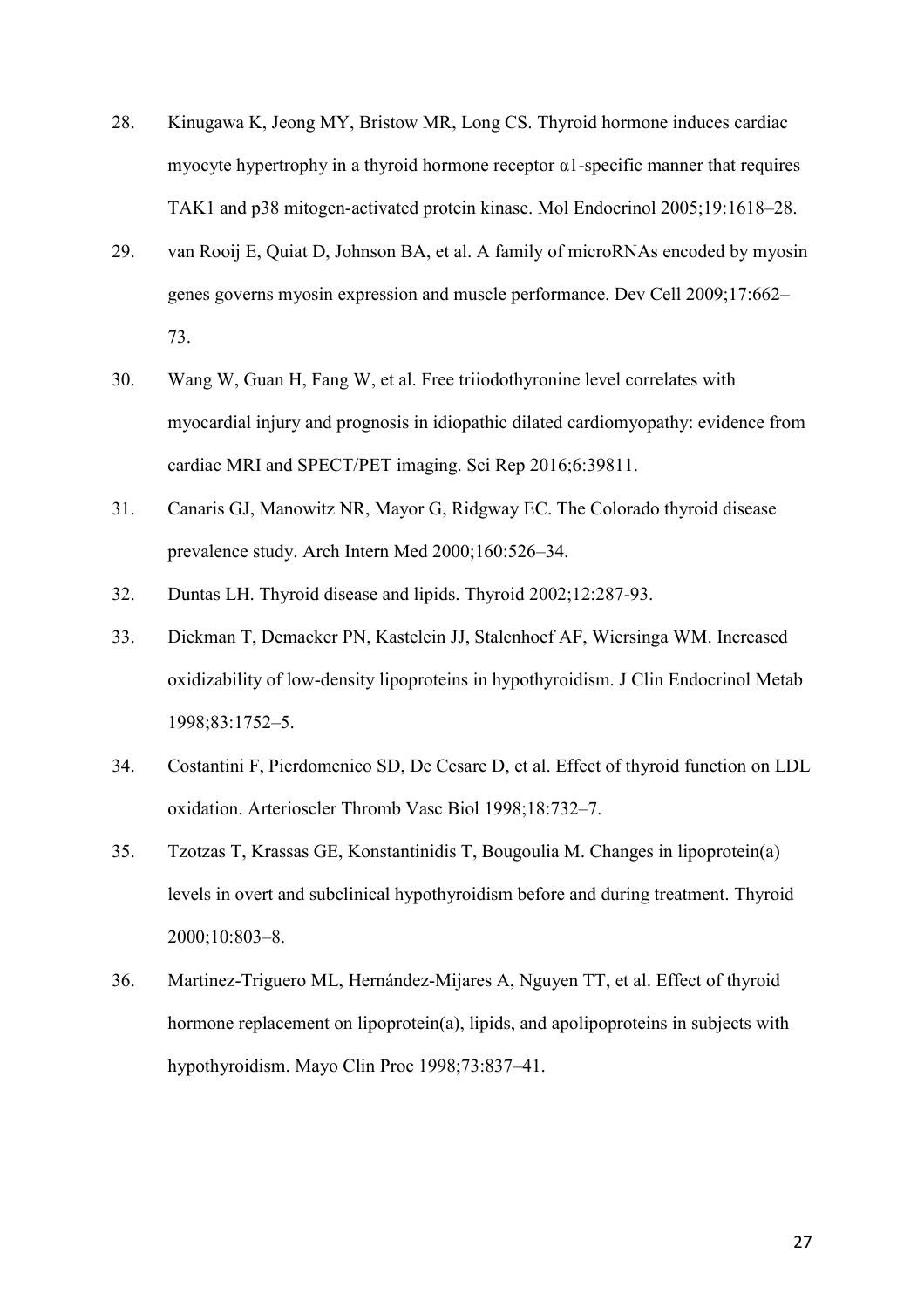28. Kinugawa K, Jeong MY, Bristow MR, Long CS. Thyroid hormone induces cardiac myocyte hypertrophy in a thyroid hormone receptor α1-specific manner that requires TAK1 and p38 mitogen-activated protein kinase. Mol Endocrinol 2005;19:1618–28.
29. van Rooij E, Quiat D, Johnson BA, et al. A family of microRNAs encoded by myosin genes governs myosin expression and muscle performance. Dev Cell 2009;17:662–73.
30. Wang W, Guan H, Fang W, et al. Free triiodothyronine level correlates with myocardial injury and prognosis in idiopathic dilated cardiomyopathy: evidence from cardiac MRI and SPECT/PET imaging. Sci Rep 2016;6:39811.
31. Canaris GJ, Manowitz NR, Mayor G, Ridgway EC. The Colorado thyroid disease prevalence study. Arch Intern Med 2000;160:526–34.
32. Duntas LH. Thyroid disease and lipids. Thyroid 2002;12:287-93.
33. Diekman T, Demacker PN, Kastelein JJ, Stalenhoef AF, Wiersinga WM. Increased oxidizability of low-density lipoproteins in hypothyroidism. J Clin Endocrinol Metab 1998;83:1752–5.
34. Costantini F, Pierdomenico SD, De Cesare D, et al. Effect of thyroid function on LDL oxidation. Arterioscler Thromb Vasc Biol 1998;18:732–7.
35. Tzotzas T, Krassas GE, Konstantinidis T, Bougoulia M. Changes in lipoprotein(a) levels in overt and subclinical hypothyroidism before and during treatment. Thyroid 2000;10:803–8.
36. Martinez-Triguero ML, Hernández-Mijares A, Nguyen TT, et al. Effect of thyroid hormone replacement on lipoprotein(a), lipids, and apolipoproteins in subjects with hypothyroidism. Mayo Clin Proc 1998;73:837–41.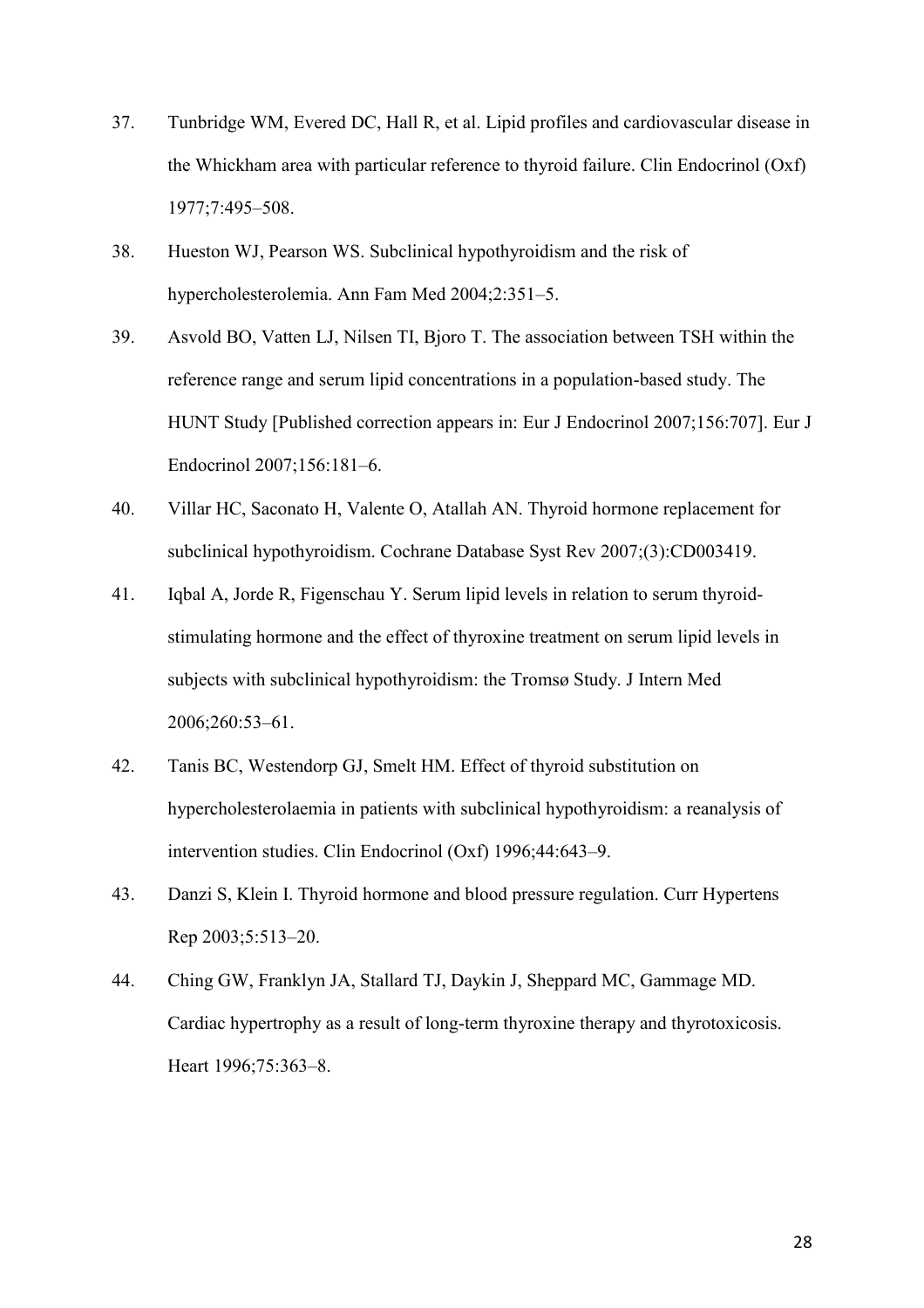37. Tunbridge WM, Evered DC, Hall R, et al. Lipid profiles and cardiovascular disease in the Whickham area with particular reference to thyroid failure. Clin Endocrinol (Oxf) 1977;7:495–508.
38. Hueston WJ, Pearson WS. Subclinical hypothyroidism and the risk of hypercholesterolemia. Ann Fam Med 2004;2:351–5.
39. Asvold BO, Vatten LJ, Nilsen TI, Bjoro T. The association between TSH within the reference range and serum lipid concentrations in a population-based study. The HUNT Study [Published correction appears in: Eur J Endocrinol 2007;156:707]. Eur J Endocrinol 2007;156:181–6.
40. Villar HC, Saconato H, Valente O, Atallah AN. Thyroid hormone replacement for subclinical hypothyroidism. Cochrane Database Syst Rev 2007;(3):CD003419.
41. Iqbal A, Jorde R, Figenschau Y. Serum lipid levels in relation to serum thyroid-stimulating hormone and the effect of thyroxine treatment on serum lipid levels in subjects with subclinical hypothyroidism: the Tromsø Study. J Intern Med 2006;260:53–61.
42. Tanis BC, Westendorp GJ, Smelt HM. Effect of thyroid substitution on hypercholesterolaemia in patients with subclinical hypothyroidism: a reanalysis of intervention studies. Clin Endocrinol (Oxf) 1996;44:643–9.
43. Danzi S, Klein I. Thyroid hormone and blood pressure regulation. Curr Hypertens Rep 2003;5:513–20.
44. Ching GW, Franklyn JA, Stallard TJ, Daykin J, Sheppard MC, Gammage MD. Cardiac hypertrophy as a result of long-term thyroxine therapy and thyrotoxicosis. Heart 1996;75:363–8.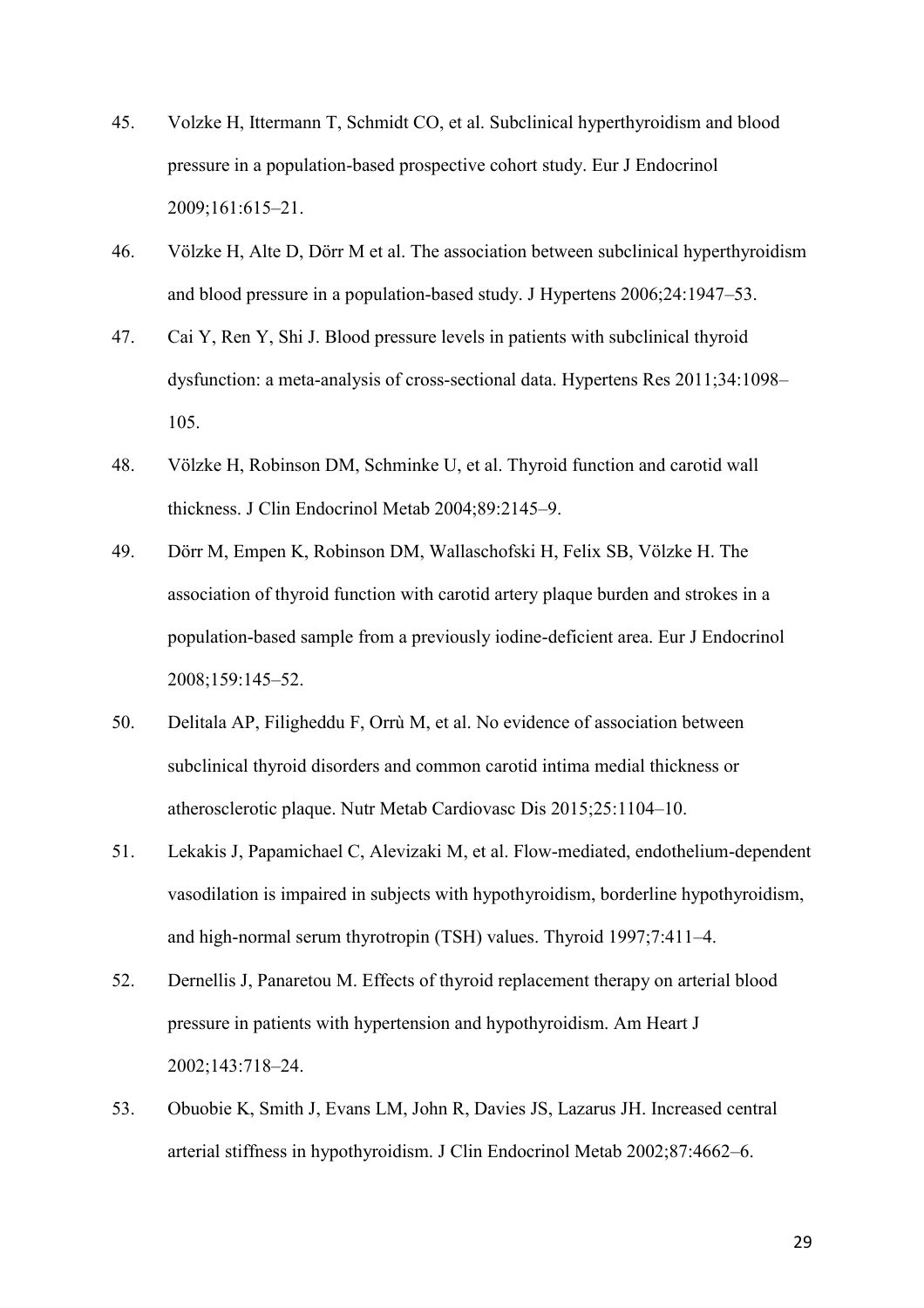45. Volzke H, Ittermann T, Schmidt CO, et al. Subclinical hyperthyroidism and blood pressure in a population-based prospective cohort study. Eur J Endocrinol 2009;161:615–21.

46. Völzke H, Alte D, Dörr M et al. The association between subclinical hyperthyroidism and blood pressure in a population-based study. J Hypertens 2006;24:1947–53.

47. Cai Y, Ren Y, Shi J. Blood pressure levels in patients with subclinical thyroid dysfunction: a meta-analysis of cross-sectional data. Hypertens Res 2011;34:1098–105.

48. Völzke H, Robinson DM, Schminke U, et al. Thyroid function and carotid wall thickness. J Clin Endocrinol Metab 2004;89:2145–9.

49. Dörr M, Empen K, Robinson DM, Wallaschofski H, Felix SB, Völzke H. The association of thyroid function with carotid artery plaque burden and strokes in a population-based sample from a previously iodine-deficient area. Eur J Endocrinol 2008;159:145–52.

50. Delitala AP, Filigheddu F, Orrù M, et al. No evidence of association between subclinical thyroid disorders and common carotid intima medial thickness or atherosclerotic plaque. Nutr Metab Cardiovasc Dis 2015;25:1104–10.

51. Lekakis J, Papamichael C, Alevizaki M, et al. Flow-mediated, endothelium-dependent vasodilation is impaired in subjects with hypothyroidism, borderline hypothyroidism, and high-normal serum thyrotropin (TSH) values. Thyroid 1997;7:411–4.

52. Dernellis J, Panaretou M. Effects of thyroid replacement therapy on arterial blood pressure in patients with hypertension and hypothyroidism. Am Heart J 2002;143:718–24.

53. Obuobie K, Smith J, Evans LM, John R, Davies JS, Lazarus JH. Increased central arterial stiffness in hypothyroidism. J Clin Endocrinol Metab 2002;87:4662–6.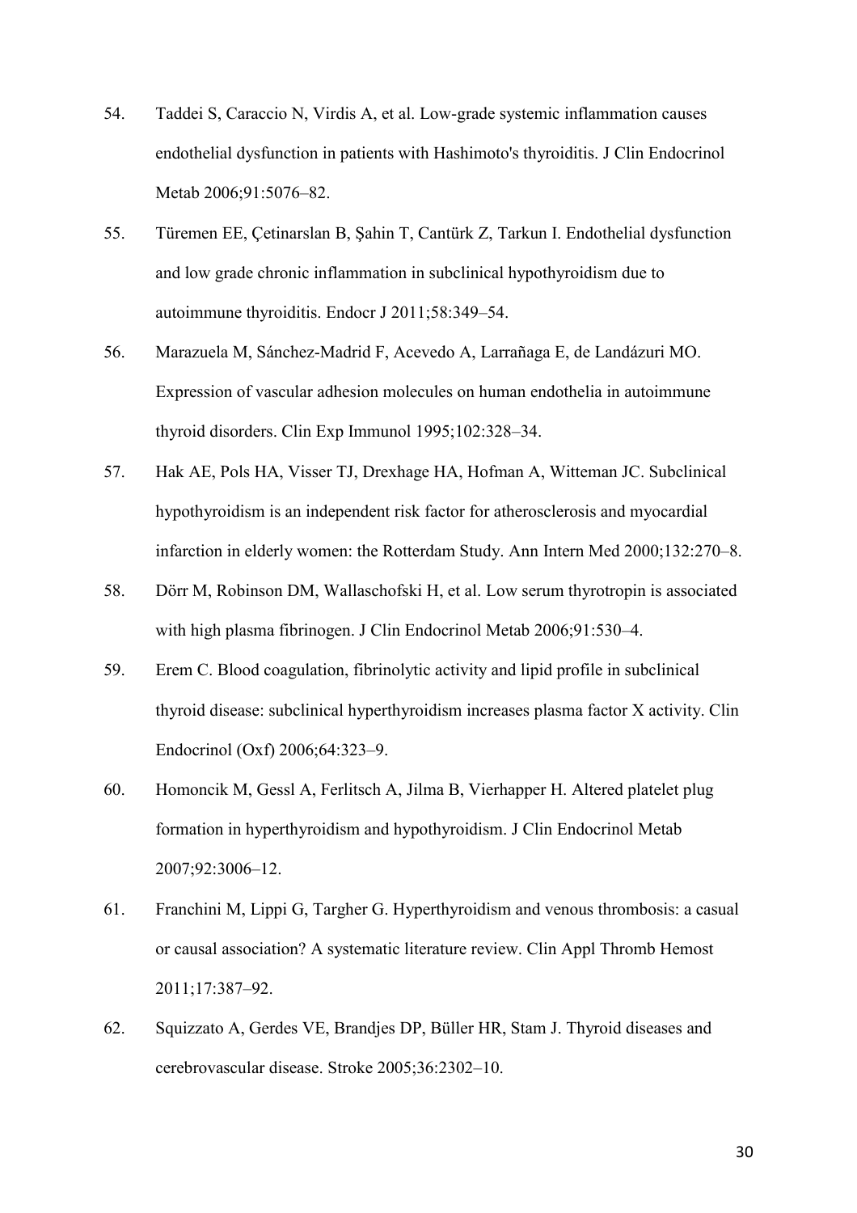54. Taddei S, Caraccio N, Virdis A, et al. Low-grade systemic inflammation causes endothelial dysfunction in patients with Hashimoto's thyroiditis. J Clin Endocrinol Metab 2006;91:5076–82.

55. Türemen EE, Çetinarslan B, Şahin T, Cantürk Z, Tarkun I. Endothelial dysfunction and low grade chronic inflammation in subclinical hypothyroidism due to autoimmune thyroiditis. Endocr J 2011;58:349–54.

56. Marazuela M, Sánchez-Madrid F, Acevedo A, Larrañaga E, de Landázuri MO. Expression of vascular adhesion molecules on human endothelia in autoimmune thyroid disorders. Clin Exp Immunol 1995;102:328–34.

57. Hak AE, Pols HA, Visser TJ, Drexhage HA, Hofman A, Witteman JC. Subclinical hypothyroidism is an independent risk factor for atherosclerosis and myocardial infarction in elderly women: the Rotterdam Study. Ann Intern Med 2000;132:270–8.

58. Dörr M, Robinson DM, Wallaschofski H, et al. Low serum thyrotropin is associated with high plasma fibrinogen. J Clin Endocrinol Metab 2006;91:530–4.

59. Erem C. Blood coagulation, fibrinolytic activity and lipid profile in subclinical thyroid disease: subclinical hyperthyroidism increases plasma factor X activity. Clin Endocrinol (Oxf) 2006;64:323–9.

60. Homoncik M, Gessl A, Ferlitsch A, Jilma B, Vierhapper H. Altered platelet plug formation in hyperthyroidism and hypothyroidism. J Clin Endocrinol Metab 2007;92:3006–12.

61. Franchini M, Lippi G, Targher G. Hyperthyroidism and venous thrombosis: a casual or causal association? A systematic literature review. Clin Appl Thromb Hemost 2011;17:387–92.

62. Squizzato A, Gerdes VE, Brandjes DP, Büller HR, Stam J. Thyroid diseases and cerebrovascular disease. Stroke 2005;36:2302–10.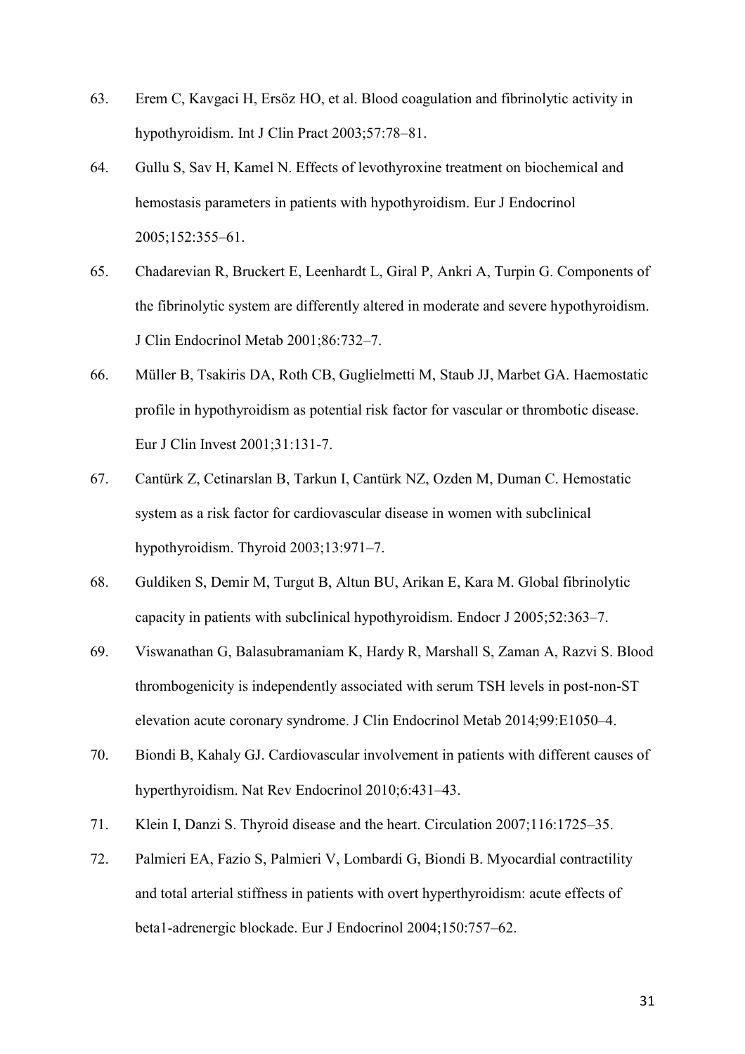63. Erem C, Kavgaci H, Ersöz HO, et al. Blood coagulation and fibrinolytic activity in hypothyroidism. Int J Clin Pract 2003;57:78–81.

64. Gullu S, Sav H, Kamel N. Effects of levothyroxine treatment on biochemical and hemostasis parameters in patients with hypothyroidism. Eur J Endocrinol 2005;152:355–61.

65. Chadarevian R, Bruckert E, Leenhardt L, Giral P, Ankri A, Turpin G. Components of the fibrinolytic system are differently altered in moderate and severe hypothyroidism. J Clin Endocrinol Metab 2001;86:732–7.

66. Müller B, Tsakiris DA, Roth CB, Guglielmetti M, Staub JJ, Marbet GA. Haemostatic profile in hypothyroidism as potential risk factor for vascular or thrombotic disease. Eur J Clin Invest 2001;31:131-7.

67. Cantürk Z, Cetinarslan B, Tarkun I, Cantürk NZ, Ozden M, Duman C. Hemostatic system as a risk factor for cardiovascular disease in women with subclinical hypothyroidism. Thyroid 2003;13:971–7.

68. Guldiken S, Demir M, Turgut B, Altun BU, Arikan E, Kara M. Global fibrinolytic capacity in patients with subclinical hypothyroidism. Endocr J 2005;52:363–7.

69. Viswanathan G, Balasubramaniam K, Hardy R, Marshall S, Zaman A, Razvi S. Blood thrombogenicity is independently associated with serum TSH levels in post-non-ST elevation acute coronary syndrome. J Clin Endocrinol Metab 2014;99:E1050–4.

70. Biondi B, Kahaly GJ. Cardiovascular involvement in patients with different causes of hyperthyroidism. Nat Rev Endocrinol 2010;6:431–43.

71. Klein I, Danzi S. Thyroid disease and the heart. Circulation 2007;116:1725–35.

72. Palmieri EA, Fazio S, Palmieri V, Lombardi G, Biondi B. Myocardial contractility and total arterial stiffness in patients with overt hyperthyroidism: acute effects of beta1-adrenergic blockade. Eur J Endocrinol 2004;150:757–62.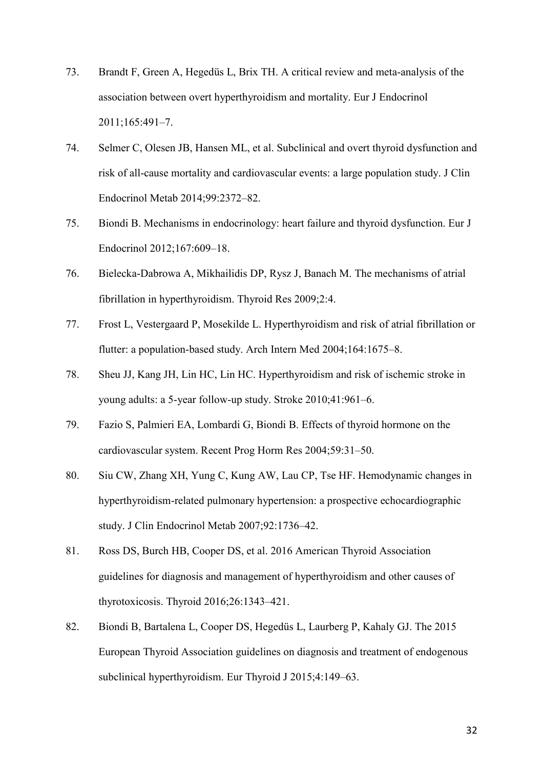73. Brandt F, Green A, Hegedüs L, Brix TH. A critical review and meta-analysis of the association between overt hyperthyroidism and mortality. Eur J Endocrinol 2011;165:491–7.
74. Selmer C, Olesen JB, Hansen ML, et al. Subclinical and overt thyroid dysfunction and risk of all-cause mortality and cardiovascular events: a large population study. J Clin Endocrinol Metab 2014;99:2372–82.
75. Biondi B. Mechanisms in endocrinology: heart failure and thyroid dysfunction. Eur J Endocrinol 2012;167:609–18.
76. Bielecka-Dabrowa A, Mikhailidis DP, Rysz J, Banach M. The mechanisms of atrial fibrillation in hyperthyroidism. Thyroid Res 2009;2:4.
77. Frost L, Vestergaard P, Mosekilde L. Hyperthyroidism and risk of atrial fibrillation or flutter: a population-based study. Arch Intern Med 2004;164:1675–8.
78. Sheu JJ, Kang JH, Lin HC, Lin HC. Hyperthyroidism and risk of ischemic stroke in young adults: a 5-year follow-up study. Stroke 2010;41:961–6.
79. Fazio S, Palmieri EA, Lombardi G, Biondi B. Effects of thyroid hormone on the cardiovascular system. Recent Prog Horm Res 2004;59:31–50.
80. Siu CW, Zhang XH, Yung C, Kung AW, Lau CP, Tse HF. Hemodynamic changes in hyperthyroidism-related pulmonary hypertension: a prospective echocardiographic study. J Clin Endocrinol Metab 2007;92:1736–42.
81. Ross DS, Burch HB, Cooper DS, et al. 2016 American Thyroid Association guidelines for diagnosis and management of hyperthyroidism and other causes of thyrotoxicosis. Thyroid 2016;26:1343–421.
82. Biondi B, Bartalena L, Cooper DS, Hegedüs L, Laurberg P, Kahaly GJ. The 2015 European Thyroid Association guidelines on diagnosis and treatment of endogenous subclinical hyperthyroidism. Eur Thyroid J 2015;4:149–63.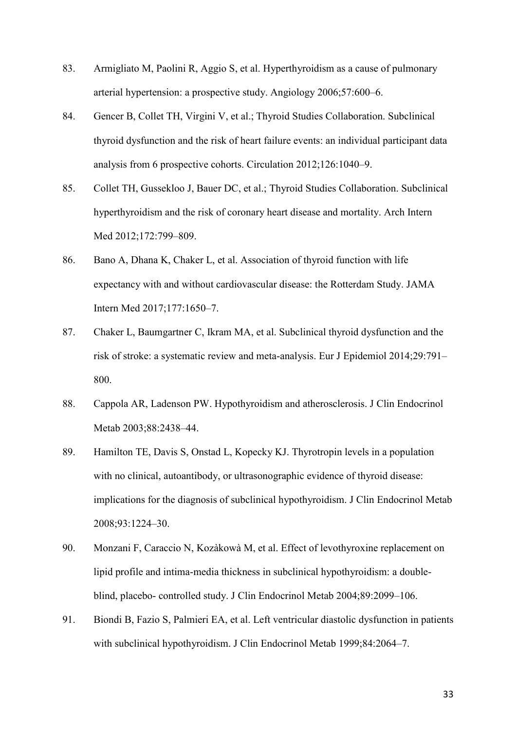83. Armigliato M, Paolini R, Aggio S, et al. Hyperthyroidism as a cause of pulmonary arterial hypertension: a prospective study. Angiology 2006;57:600–6.

84. Gencer B, Collet TH, Virgini V, et al.; Thyroid Studies Collaboration. Subclinical thyroid dysfunction and the risk of heart failure events: an individual participant data analysis from 6 prospective cohorts. Circulation 2012;126:1040–9.

85. Collet TH, Gussekloo J, Bauer DC, et al.; Thyroid Studies Collaboration. Subclinical hyperthyroidism and the risk of coronary heart disease and mortality. Arch Intern Med 2012;172:799–809.

86. Bano A, Dhana K, Chaker L, et al. Association of thyroid function with life expectancy with and without cardiovascular disease: the Rotterdam Study. JAMA Intern Med 2017;177:1650–7.

87. Chaker L, Baumgartner C, Ikram MA, et al. Subclinical thyroid dysfunction and the risk of stroke: a systematic review and meta-analysis. Eur J Epidemiol 2014;29:791–800.

88. Cappola AR, Ladenson PW. Hypothyroidism and atherosclerosis. J Clin Endocrinol Metab 2003;88:2438–44.

89. Hamilton TE, Davis S, Onstad L, Kopecky KJ. Thyrotropin levels in a population with no clinical, autoantibody, or ultrasonographic evidence of thyroid disease: implications for the diagnosis of subclinical hypothyroidism. J Clin Endocrinol Metab 2008;93:1224–30.

90. Monzani F, Caraccio N, Kozàkowà M, et al. Effect of levothyroxine replacement on lipid profile and intima-media thickness in subclinical hypothyroidism: a double-blind, placebo- controlled study. J Clin Endocrinol Metab 2004;89:2099–106.

91. Biondi B, Fazio S, Palmieri EA, et al. Left ventricular diastolic dysfunction in patients with subclinical hypothyroidism. J Clin Endocrinol Metab 1999;84:2064–7.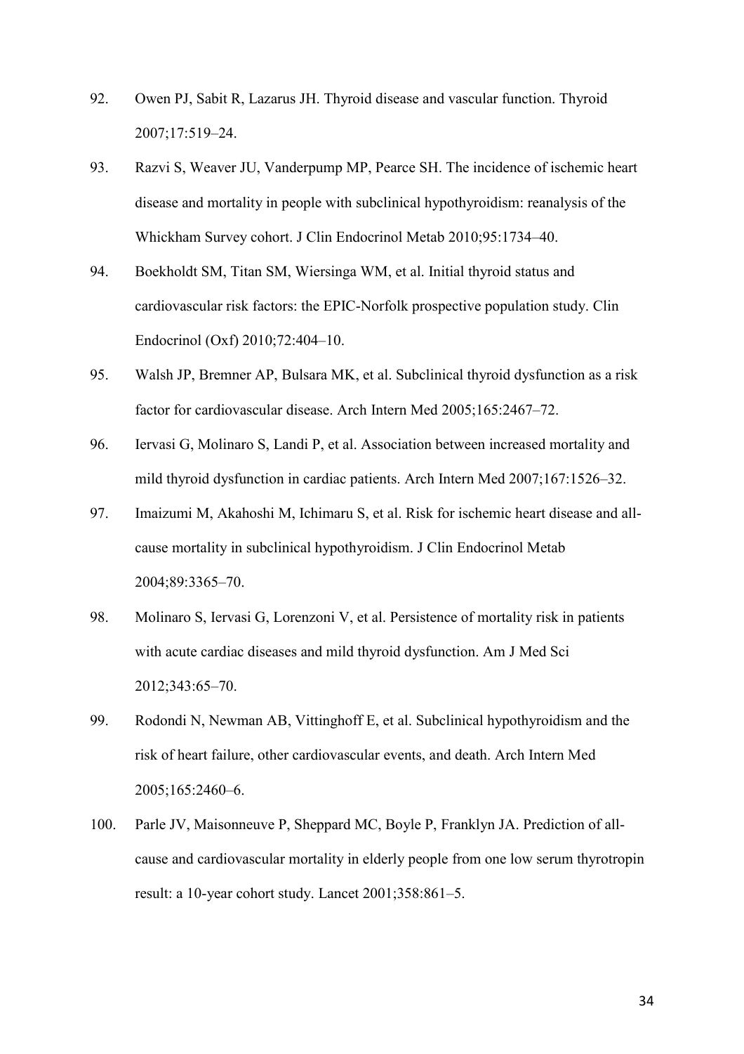92. Owen PJ, Sabit R, Lazarus JH. Thyroid disease and vascular function. Thyroid 2007;17:519–24.
93. Razvi S, Weaver JU, Vanderpump MP, Pearce SH. The incidence of ischemic heart disease and mortality in people with subclinical hypothyroidism: reanalysis of the Whickham Survey cohort. J Clin Endocrinol Metab 2010;95:1734–40.
94. Boekholdt SM, Titan SM, Wiersinga WM, et al. Initial thyroid status and cardiovascular risk factors: the EPIC-Norfolk prospective population study. Clin Endocrinol (Oxf) 2010;72:404–10.
95. Walsh JP, Bremner AP, Bulsara MK, et al. Subclinical thyroid dysfunction as a risk factor for cardiovascular disease. Arch Intern Med 2005;165:2467–72.
96. Iervasi G, Molinaro S, Landi P, et al. Association between increased mortality and mild thyroid dysfunction in cardiac patients. Arch Intern Med 2007;167:1526–32.
97. Imaizumi M, Akahoshi M, Ichimaru S, et al. Risk for ischemic heart disease and all-cause mortality in subclinical hypothyroidism. J Clin Endocrinol Metab 2004;89:3365–70.
98. Molinaro S, Iervasi G, Lorenzoni V, et al. Persistence of mortality risk in patients with acute cardiac diseases and mild thyroid dysfunction. Am J Med Sci 2012;343:65–70.
99. Rodondi N, Newman AB, Vittinghoff E, et al. Subclinical hypothyroidism and the risk of heart failure, other cardiovascular events, and death. Arch Intern Med 2005;165:2460–6.
100. Parle JV, Maisonneuve P, Sheppard MC, Boyle P, Franklyn JA. Prediction of all-cause and cardiovascular mortality in elderly people from one low serum thyrotropin result: a 10-year cohort study. Lancet 2001;358:861–5.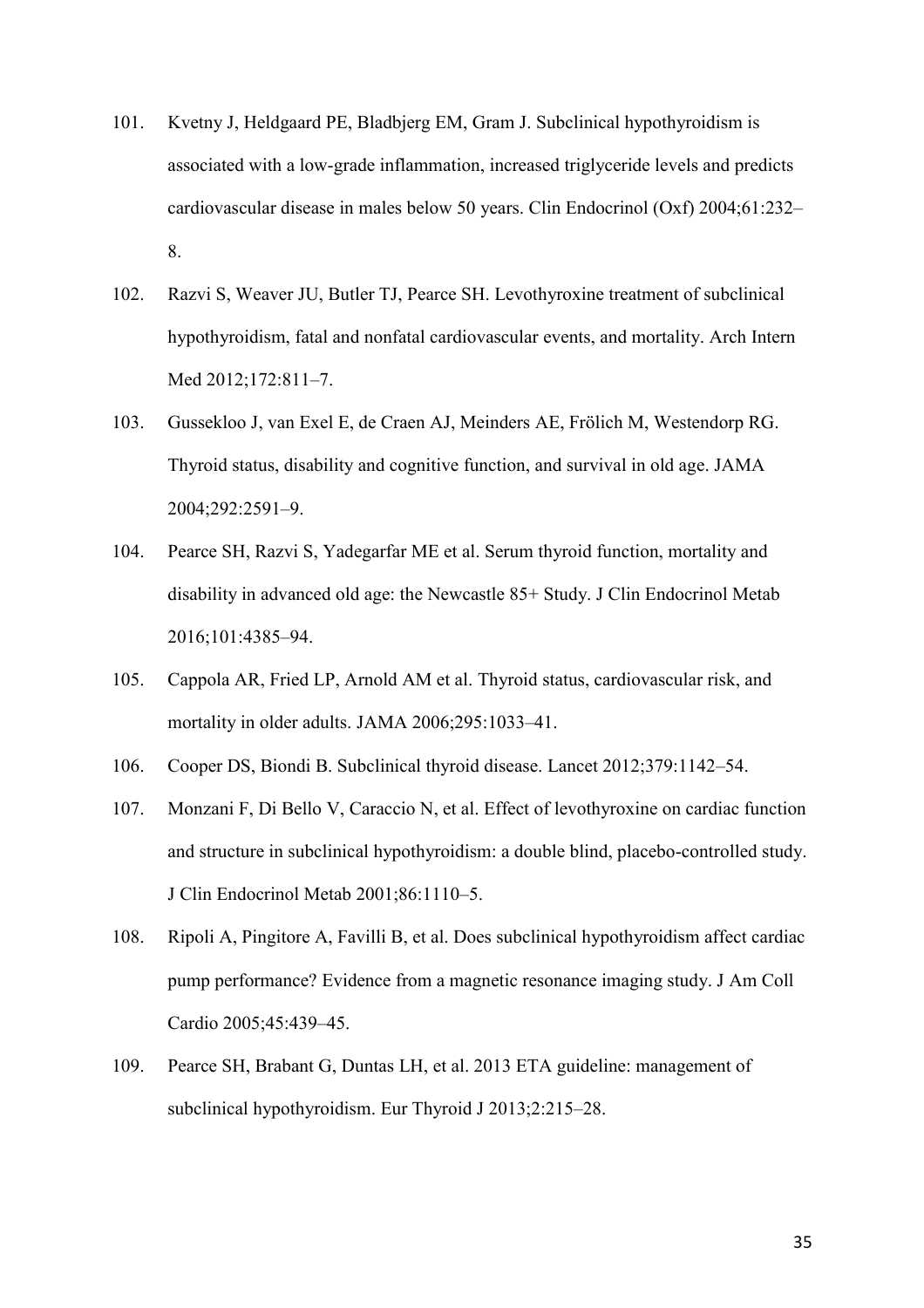101. Kvetny J, Heldgaard PE, Bladbjerg EM, Gram J. Subclinical hypothyroidism is associated with a low-grade inflammation, increased triglyceride levels and predicts cardiovascular disease in males below 50 years. Clin Endocrinol (Oxf) 2004;61:232–8.

102. Razvi S, Weaver JU, Butler TJ, Pearce SH. Levothyroxine treatment of subclinical hypothyroidism, fatal and nonfatal cardiovascular events, and mortality. Arch Intern Med 2012;172:811–7.

103. Gussekloo J, van Exel E, de Craen AJ, Meinders AE, Frölich M, Westendorp RG. Thyroid status, disability and cognitive function, and survival in old age. JAMA 2004;292:2591–9.

104. Pearce SH, Razvi S, Yadegarfar ME et al. Serum thyroid function, mortality and disability in advanced old age: the Newcastle 85+ Study. J Clin Endocrinol Metab 2016;101:4385–94.

105. Cappola AR, Fried LP, Arnold AM et al. Thyroid status, cardiovascular risk, and mortality in older adults. JAMA 2006;295:1033–41.

106. Cooper DS, Biondi B. Subclinical thyroid disease. Lancet 2012;379:1142–54.

107. Monzani F, Di Bello V, Caraccio N, et al. Effect of levothyroxine on cardiac function and structure in subclinical hypothyroidism: a double blind, placebo-controlled study. J Clin Endocrinol Metab 2001;86:1110–5.

108. Ripoli A, Pingitore A, Favilli B, et al. Does subclinical hypothyroidism affect cardiac pump performance? Evidence from a magnetic resonance imaging study. J Am Coll Cardio 2005;45:439–45.

109. Pearce SH, Brabant G, Duntas LH, et al. 2013 ETA guideline: management of subclinical hypothyroidism. Eur Thyroid J 2013;2:215–28.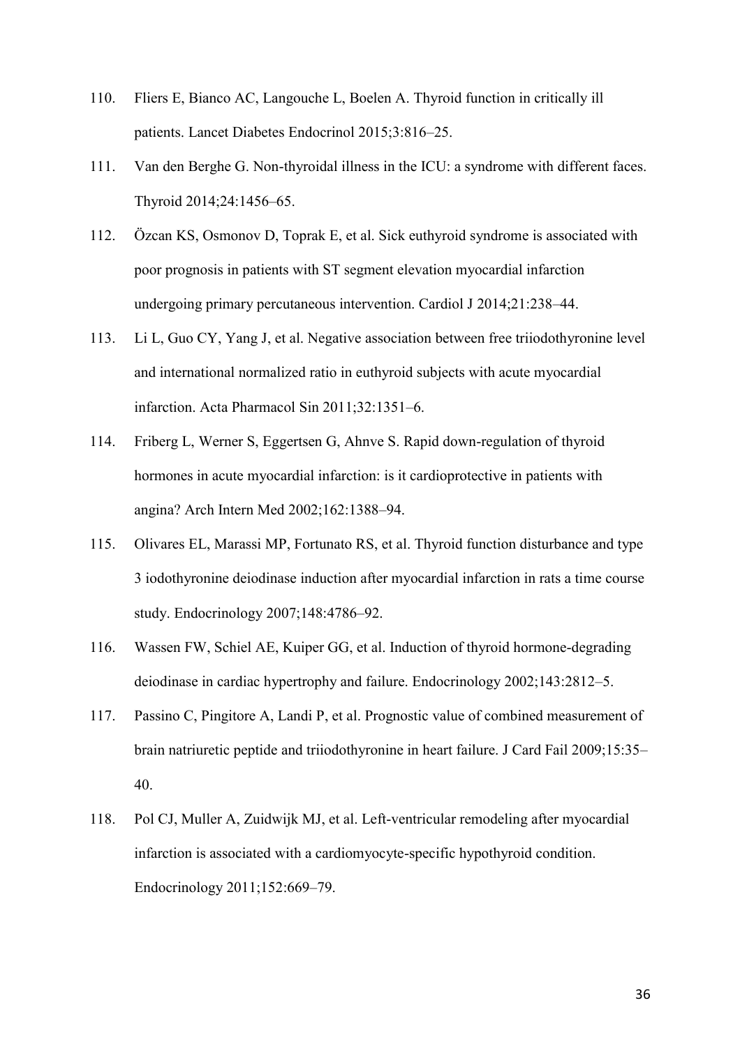110. Fliers E, Bianco AC, Langouche L, Boelen A. Thyroid function in critically ill patients. Lancet Diabetes Endocrinol 2015;3:816–25.

111. Van den Berghe G. Non-thyroidal illness in the ICU: a syndrome with different faces. Thyroid 2014;24:1456–65.

112. Özcan KS, Osmonov D, Toprak E, et al. Sick euthyroid syndrome is associated with poor prognosis in patients with ST segment elevation myocardial infarction undergoing primary percutaneous intervention. Cardiol J 2014;21:238–44.

113. Li L, Guo CY, Yang J, et al. Negative association between free triiodothyronine level and international normalized ratio in euthyroid subjects with acute myocardial infarction. Acta Pharmacol Sin 2011;32:1351–6.

114. Friberg L, Werner S, Eggertsen G, Ahnve S. Rapid down-regulation of thyroid hormones in acute myocardial infarction: is it cardioprotective in patients with angina? Arch Intern Med 2002;162:1388–94.

115. Olivares EL, Marassi MP, Fortunato RS, et al. Thyroid function disturbance and type 3 iodothyronine deiodinase induction after myocardial infarction in rats a time course study. Endocrinology 2007;148:4786–92.

116. Wassen FW, Schiel AE, Kuiper GG, et al. Induction of thyroid hormone-degrading deiodinase in cardiac hypertrophy and failure. Endocrinology 2002;143:2812–5.

117. Passino C, Pingitore A, Landi P, et al. Prognostic value of combined measurement of brain natriuretic peptide and triiodothyronine in heart failure. J Card Fail 2009;15:35–40.

118. Pol CJ, Muller A, Zuidwijk MJ, et al. Left-ventricular remodeling after myocardial infarction is associated with a cardiomyocyte-specific hypothyroid condition. Endocrinology 2011;152:669–79.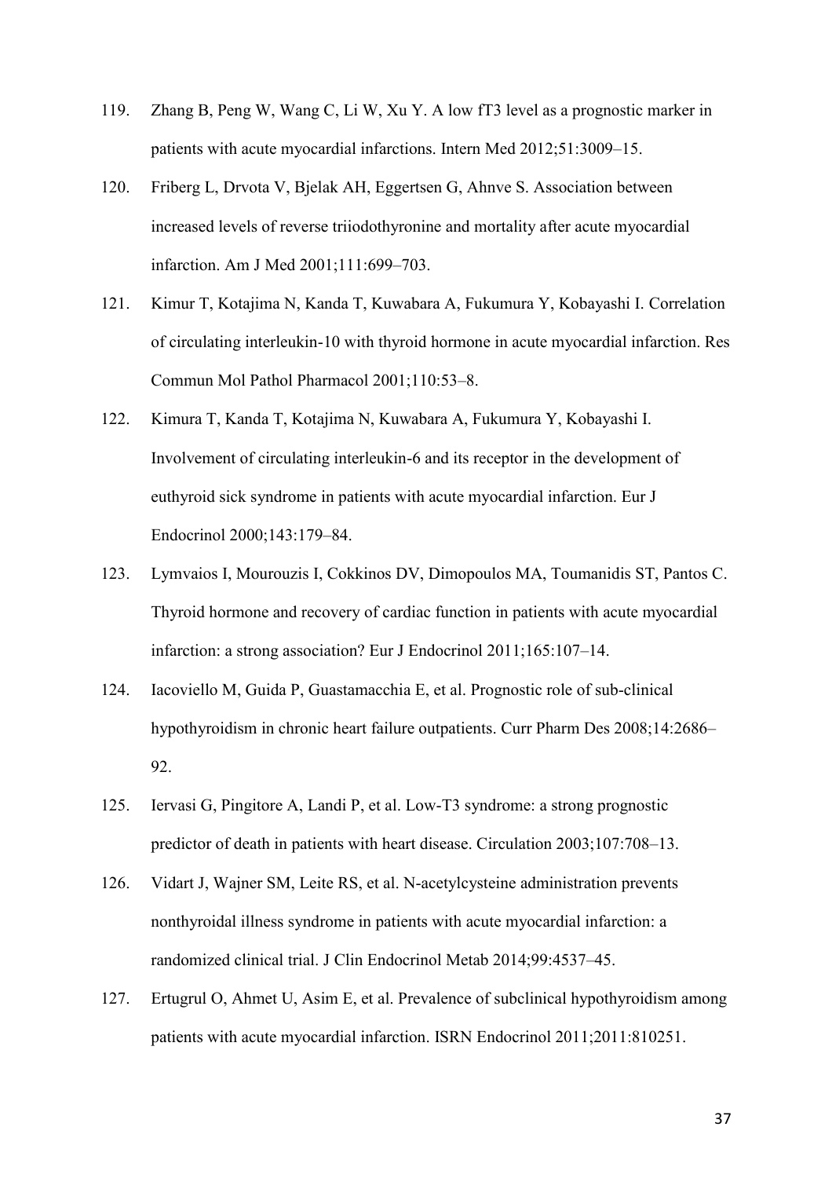119. Zhang B, Peng W, Wang C, Li W, Xu Y. A low fT3 level as a prognostic marker in patients with acute myocardial infarctions. Intern Med 2012;51:3009–15.

120. Friberg L, Drvota V, Bjelak AH, Eggertsen G, Ahnve S. Association between increased levels of reverse triiodothyronine and mortality after acute myocardial infarction. Am J Med 2001;111:699–703.

121. Kimur T, Kotajima N, Kanda T, Kuwabara A, Fukumura Y, Kobayashi I. Correlation of circulating interleukin-10 with thyroid hormone in acute myocardial infarction. Res Commun Mol Pathol Pharmacol 2001;110:53–8.

122. Kimura T, Kanda T, Kotajima N, Kuwabara A, Fukumura Y, Kobayashi I. Involvement of circulating interleukin-6 and its receptor in the development of euthyroid sick syndrome in patients with acute myocardial infarction. Eur J Endocrinol 2000;143:179–84.

123. Lymvaios I, Mourouzis I, Cokkinos DV, Dimopoulos MA, Toumanidis ST, Pantos C. Thyroid hormone and recovery of cardiac function in patients with acute myocardial infarction: a strong association? Eur J Endocrinol 2011;165:107–14.

124. Iacoviello M, Guida P, Guastamacchia E, et al. Prognostic role of sub-clinical hypothyroidism in chronic heart failure outpatients. Curr Pharm Des 2008;14:2686–92.

125. Iervasi G, Pingitore A, Landi P, et al. Low-T3 syndrome: a strong prognostic predictor of death in patients with heart disease. Circulation 2003;107:708–13.

126. Vidart J, Wajner SM, Leite RS, et al. N-acetylcysteine administration prevents nonthyroidal illness syndrome in patients with acute myocardial infarction: a randomized clinical trial. J Clin Endocrinol Metab 2014;99:4537–45.

127. Ertugrul O, Ahmet U, Asim E, et al. Prevalence of subclinical hypothyroidism among patients with acute myocardial infarction. ISRN Endocrinol 2011;2011:810251.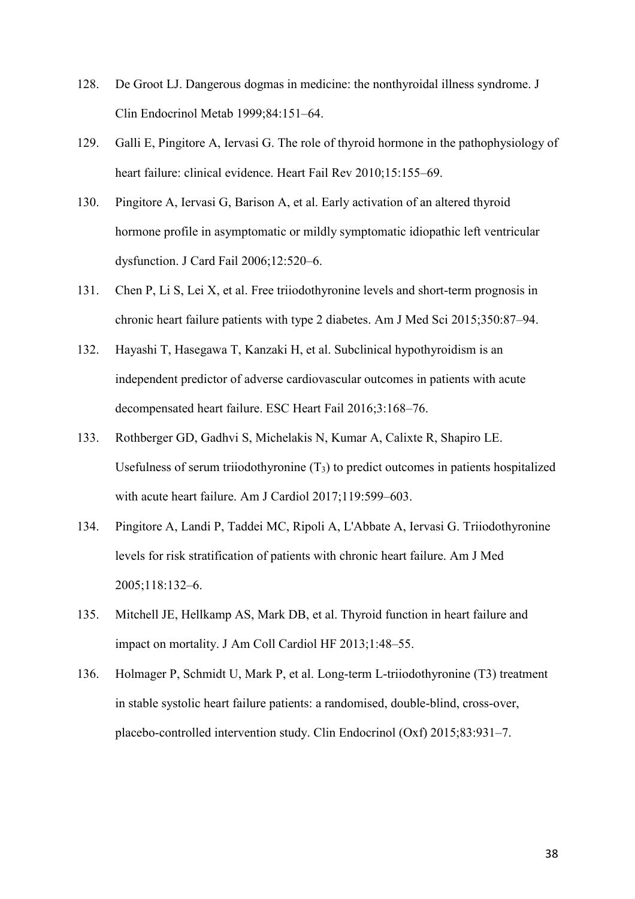128. De Groot LJ. Dangerous dogmas in medicine: the nonthyroidal illness syndrome. J Clin Endocrinol Metab 1999;84:151–64.
129. Galli E, Pingitore A, Iervasi G. The role of thyroid hormone in the pathophysiology of heart failure: clinical evidence. Heart Fail Rev 2010;15:155–69.
130. Pingitore A, Iervasi G, Barison A, et al. Early activation of an altered thyroid hormone profile in asymptomatic or mildly symptomatic idiopathic left ventricular dysfunction. J Card Fail 2006;12:520–6.
131. Chen P, Li S, Lei X, et al. Free triiodothyronine levels and short-term prognosis in chronic heart failure patients with type 2 diabetes. Am J Med Sci 2015;350:87–94.
132. Hayashi T, Hasegawa T, Kanzaki H, et al. Subclinical hypothyroidism is an independent predictor of adverse cardiovascular outcomes in patients with acute decompensated heart failure. ESC Heart Fail 2016;3:168–76.
133. Rothberger GD, Gadhvi S, Michelakis N, Kumar A, Calixte R, Shapiro LE. Usefulness of serum triiodothyronine ($T_3$) to predict outcomes in patients hospitalized with acute heart failure. Am J Cardiol 2017;119:599–603.
134. Pingitore A, Landi P, Taddei MC, Ripoli A, L'Abbate A, Iervasi G. Triiodothyronine levels for risk stratification of patients with chronic heart failure. Am J Med 2005;118:132–6.
135. Mitchell JE, Hellkamp AS, Mark DB, et al. Thyroid function in heart failure and impact on mortality. J Am Coll Cardiol HF 2013;1:48–55.
136. Holmager P, Schmidt U, Mark P, et al. Long-term L-triiodothyronine (T3) treatment in stable systolic heart failure patients: a randomised, double-blind, cross-over, placebo-controlled intervention study. Clin Endocrinol (Oxf) 2015;83:931–7.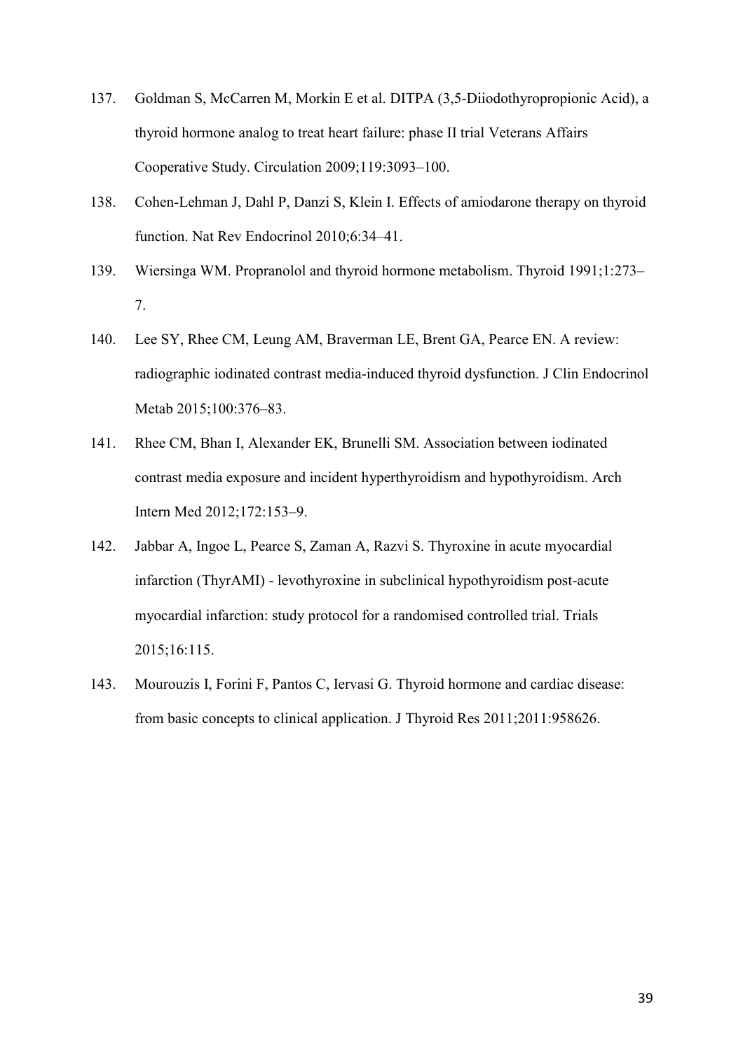137. Goldman S, McCarren M, Morkin E et al. DITPA (3,5-Diiodothyropropionic Acid), a thyroid hormone analog to treat heart failure: phase II trial Veterans Affairs Cooperative Study. Circulation 2009;119:3093–100.

138. Cohen-Lehman J, Dahl P, Danzi S, Klein I. Effects of amiodarone therapy on thyroid function. Nat Rev Endocrinol 2010;6:34–41.

139. Wiersinga WM. Propranolol and thyroid hormone metabolism. Thyroid 1991;1:273–7.

140. Lee SY, Rhee CM, Leung AM, Braverman LE, Brent GA, Pearce EN. A review: radiographic iodinated contrast media-induced thyroid dysfunction. J Clin Endocrinol Metab 2015;100:376–83.

141. Rhee CM, Bhan I, Alexander EK, Brunelli SM. Association between iodinated contrast media exposure and incident hyperthyroidism and hypothyroidism. Arch Intern Med 2012;172:153–9.

142. Jabbar A, Ingoe L, Pearce S, Zaman A, Razvi S. Thyroxine in acute myocardial infarction (ThyrAMI) - levothyroxine in subclinical hypothyroidism post-acute myocardial infarction: study protocol for a randomised controlled trial. Trials 2015;16:115.

143. Mourouzis I, Forini F, Pantos C, Iervasi G. Thyroid hormone and cardiac disease: from basic concepts to clinical application. J Thyroid Res 2011;2011:958626.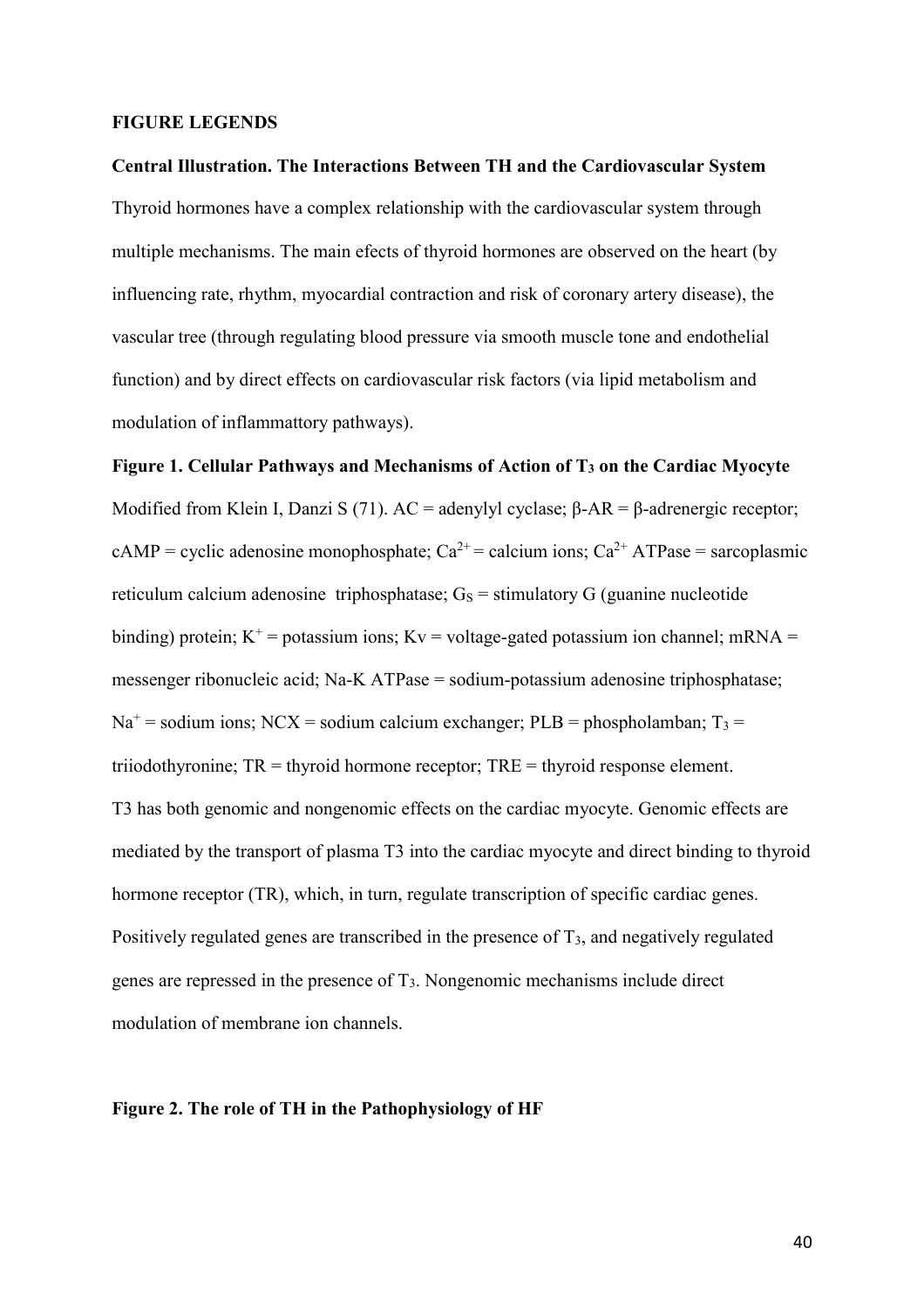**FIGURE LEGENDS**

**Central Illustration. The Interactions Between TH and the Cardiovascular System**

Thyroid hormones have a complex relationship with the cardiovascular system through multiple mechanisms. The main efects of thyroid hormones are observed on the heart (by influencing rate, rhythm, myocardial contraction and risk of coronary artery disease), the vascular tree (through regulating blood pressure via smooth muscle tone and endothelial function) and by direct effects on cardiovascular risk factors (via lipid metabolism and modulation of inflammattory pathways).

**Figure 1. Cellular Pathways and Mechanisms of Action of $T_3$ on the Cardiac Myocyte**

Modified from Klein I, Danzi S (71). AC = adenylyl cyclase; β-AR = β-adrenergic receptor; cAMP = cyclic adenosine monophosphate; $Ca^{2+}$ = calcium ions; $Ca^{2+}$ ATPase = sarcoplasmic reticulum calcium adenosine triphosphatase; $G_S$ = stimulatory G (guanine nucleotide binding) protein; $K^+$ = potassium ions; Kv = voltage-gated potassium ion channel; mRNA = messenger ribonucleic acid; Na-K ATPase = sodium-potassium adenosine triphosphatase; $Na^+$ = sodium ions; NCX = sodium calcium exchanger; PLB = phospholamban; $T_3$ = triiodothyronine; TR = thyroid hormone receptor; TRE = thyroid response element.

T3 has both genomic and nongenomic effects on the cardiac myocyte. Genomic effects are mediated by the transport of plasma T3 into the cardiac myocyte and direct binding to thyroid hormone receptor (TR), which, in turn, regulate transcription of specific cardiac genes. Positively regulated genes are transcribed in the presence of $T_3$, and negatively regulated genes are repressed in the presence of $T_3$. Nongenomic mechanisms include direct modulation of membrane ion channels.

**Figure 2. The role of TH in the Pathophysiology of HF**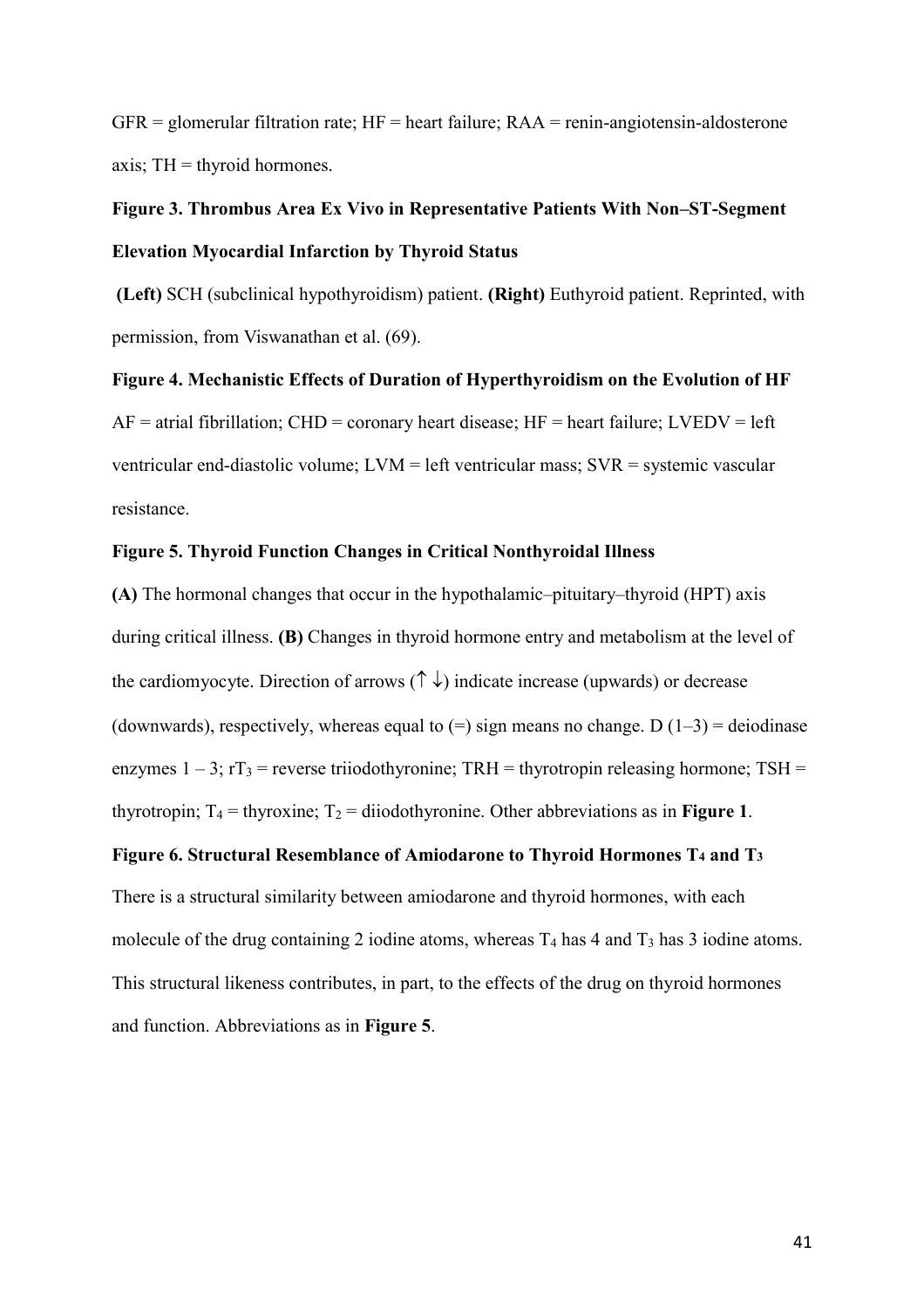GFR = glomerular filtration rate; HF = heart failure; RAA = renin-angiotensin-aldosterone axis; TH = thyroid hormones.

**Figure 3. Thrombus Area Ex Vivo in Representative Patients With Non–ST-Segment Elevation Myocardial Infarction by Thyroid Status**

**(Left)** SCH (subclinical hypothyroidism) patient. **(Right)** Euthyroid patient. Reprinted, with permission, from Viswanathan et al. (69).

**Figure 4. Mechanistic Effects of Duration of Hyperthyroidism on the Evolution of HF**

AF = atrial fibrillation; CHD = coronary heart disease; HF = heart failure; LVEDV = left ventricular end-diastolic volume; LVM = left ventricular mass; SVR = systemic vascular resistance.

**Figure 5. Thyroid Function Changes in Critical Nonthyroidal Illness**

**(A)** The hormonal changes that occur in the hypothalamic–pituitary–thyroid (HPT) axis during critical illness. **(B)** Changes in thyroid hormone entry and metabolism at the level of the cardiomyocyte. Direction of arrows (↑ ↓) indicate increase (upwards) or decrease (downwards), respectively, whereas equal to (=) sign means no change. D (1–3) = deiodinase enzymes 1 – 3; $rT_3$ = reverse triiodothyronine; TRH = thyrotropin releasing hormone; TSH = thyrotropin; $T_4$ = thyroxine; $T_2$ = diiodothyronine. Other abbreviations as in **Figure 1**.

**Figure 6. Structural Resemblance of Amiodarone to Thyroid Hormones $T_4$ and $T_3$**

There is a structural similarity between amiodarone and thyroid hormones, with each molecule of the drug containing 2 iodine atoms, whereas $T_4$ has 4 and $T_3$ has 3 iodine atoms. This structural likeness contributes, in part, to the effects of the drug on thyroid hormones and function. Abbreviations as in **Figure 5**.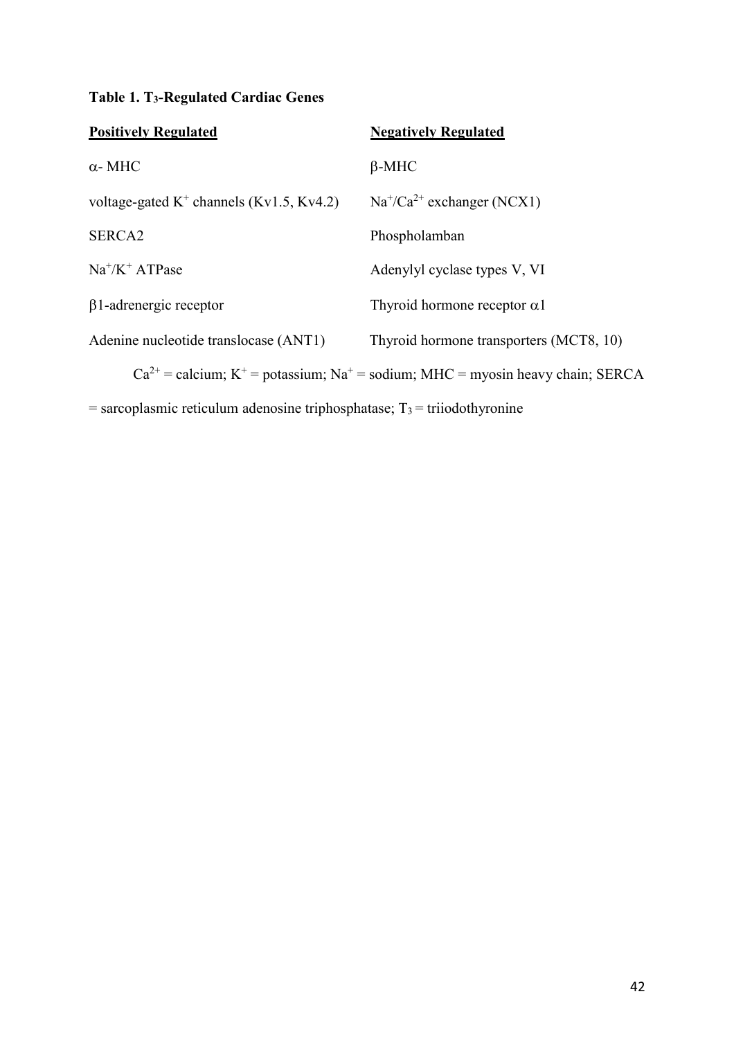**Table 1. $T_3$-Regulated Cardiac Genes**

| Positively Regulated | Negatively Regulated |
|---|---|
| $\alpha$- MHC | $\beta$-MHC |
| voltage-gated $K^+$ channels (Kv1.5, Kv4.2) | $Na^+/Ca^{2+}$ exchanger (NCX1) |
| SERCA2 | Phospholamban |
| $Na^+/K^+$ ATPase | Adenylyl cyclase types V, VI |
| $\beta$1-adrenergic receptor | Thyroid hormone receptor $\alpha$1 |
| Adenine nucleotide translocase (ANT1) | Thyroid hormone transporters (MCT8, 10) |

$Ca^{2+}$ = calcium; $K^+$ = potassium; $Na^+$ = sodium; MHC = myosin heavy chain; SERCA = sarcoplasmic reticulum adenosine triphosphatase; $T_3$ = triiodothyronine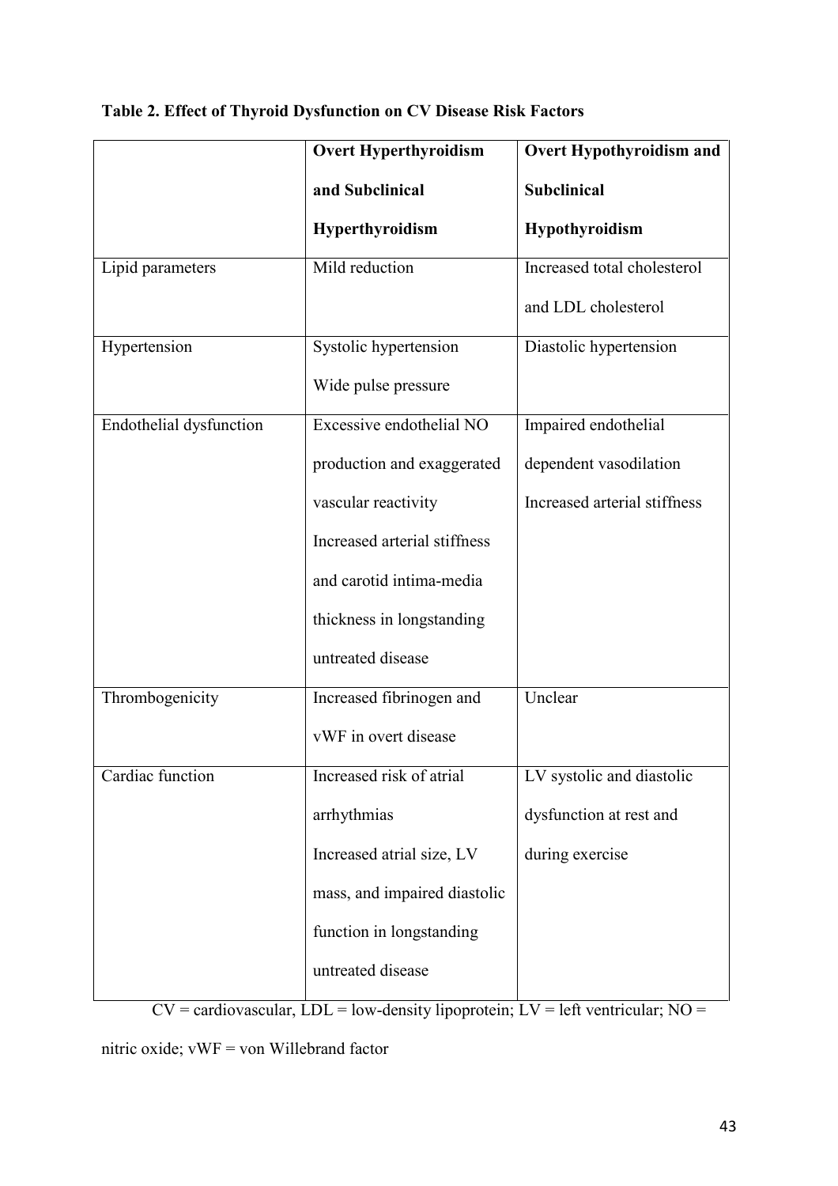**Table 2. Effect of Thyroid Dysfunction on CV Disease Risk Factors**

| | **Overt Hyperthyroidism and Subclinical Hyperthyroidism** | **Overt Hypothyroidism and Subclinical Hypothyroidism** |
|---|---|---|
| Lipid parameters | Mild reduction | Increased total cholesterol and LDL cholesterol |
| Hypertension | Systolic hypertension<br>Wide pulse pressure | Diastolic hypertension |
| Endothelial dysfunction | Excessive endothelial NO production and exaggerated vascular reactivity<br>Increased arterial stiffness and carotid intima-media thickness in longstanding untreated disease | Impaired endothelial dependent vasodilation<br>Increased arterial stiffness |
| Thrombogenicity | Increased fibrinogen and vWF in overt disease | Unclear |
| Cardiac function | Increased risk of atrial arrhythmias<br>Increased atrial size, LV mass, and impaired diastolic function in longstanding untreated disease | LV systolic and diastolic dysfunction at rest and during exercise |

CV = cardiovascular, LDL = low-density lipoprotein; LV = left ventricular; NO = nitric oxide; vWF = von Willebrand factor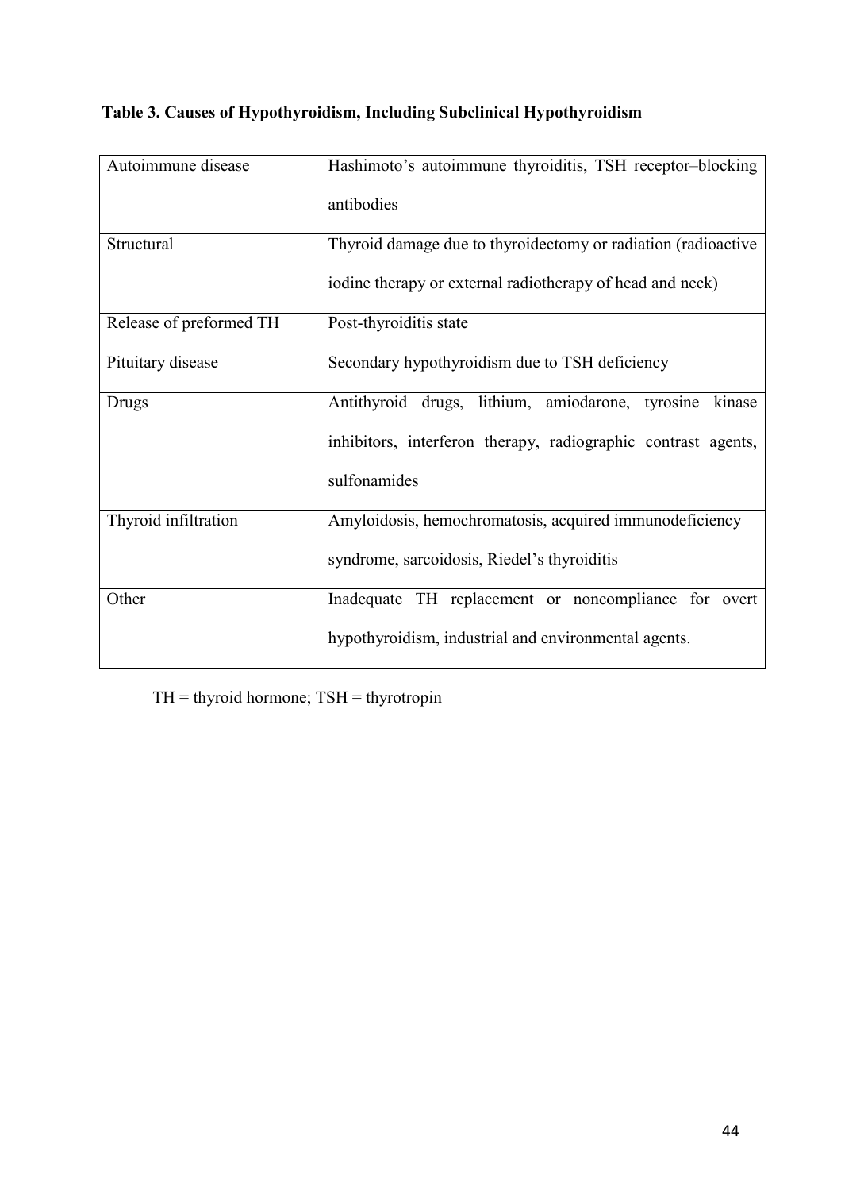**Table 3. Causes of Hypothyroidism, Including Subclinical Hypothyroidism**

| | |
|---|---|
| Autoimmune disease | Hashimoto's autoimmune thyroiditis, TSH receptor–blocking antibodies |
| Structural | Thyroid damage due to thyroidectomy or radiation (radioactive iodine therapy or external radiotherapy of head and neck) |
| Release of preformed TH | Post-thyroiditis state |
| Pituitary disease | Secondary hypothyroidism due to TSH deficiency |
| Drugs | Antithyroid drugs, lithium, amiodarone, tyrosine kinase inhibitors, interferon therapy, radiographic contrast agents, sulfonamides |
| Thyroid infiltration | Amyloidosis, hemochromatosis, acquired immunodeficiency syndrome, sarcoidosis, Riedel's thyroiditis |
| Other | Inadequate TH replacement or noncompliance for overt hypothyroidism, industrial and environmental agents. |

TH = thyroid hormone; TSH = thyrotropin